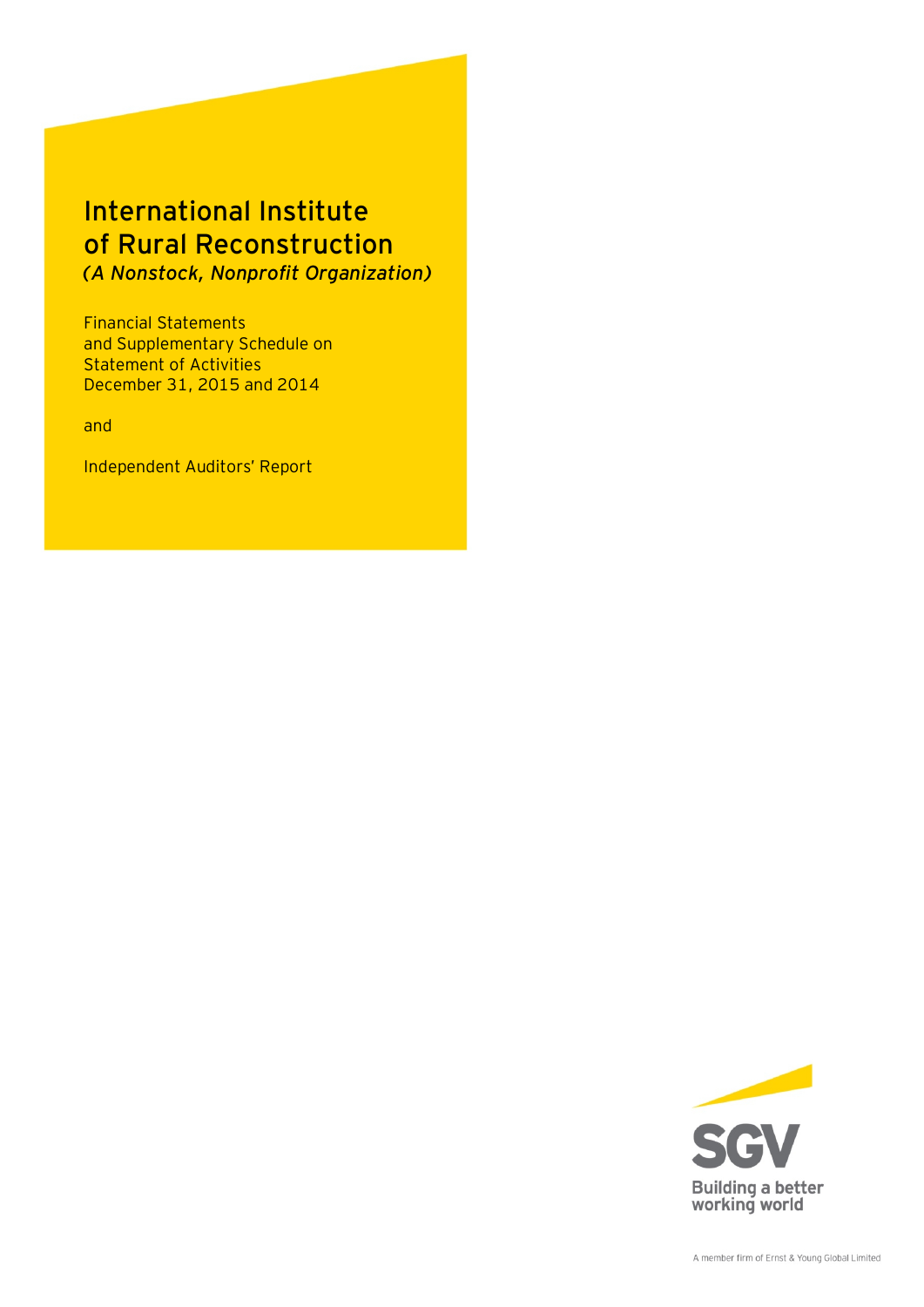# International Institute of Rural Reconstruction

*(A Nonstock, Nonprofit Organization)*

Financial Statements
and Supplementary Schedule on
Statement of Activities
December 31, 2015 and 2014

and

Independent Auditors' Report

SGV

Building a better working world

A member firm of Ernst & Young Global Limited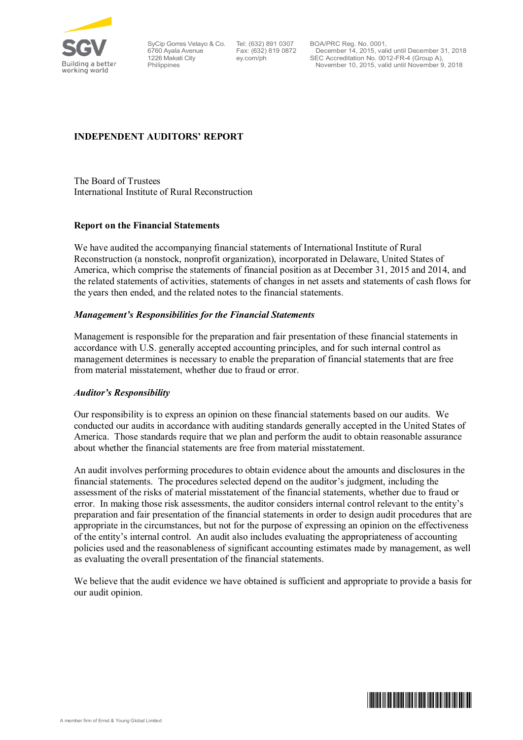SyCip Gorres Velayo & Co.
6760 Ayala Avenue
1226 Makati City
Philippines

Tel: (632) 891 0307
Fax: (632) 819 0872
ey.com/ph

BOA/PRC Reg. No. 0001,
December 14, 2015, valid until December 31, 2018
SEC Accreditation No. 0012-FR-4 (Group A),
November 10, 2015, valid until November 9, 2018

## INDEPENDENT AUDITORS' REPORT

The Board of Trustees
International Institute of Rural Reconstruction

### Report on the Financial Statements

We have audited the accompanying financial statements of International Institute of Rural Reconstruction (a nonstock, nonprofit organization), incorporated in Delaware, United States of America, which comprise the statements of financial position as at December 31, 2015 and 2014, and the related statements of activities, statements of changes in net assets and statements of cash flows for the years then ended, and the related notes to the financial statements.

#### *Management's Responsibilities for the Financial Statements*

Management is responsible for the preparation and fair presentation of these financial statements in accordance with U.S. generally accepted accounting principles, and for such internal control as management determines is necessary to enable the preparation of financial statements that are free from material misstatement, whether due to fraud or error.

#### *Auditor's Responsibility*

Our responsibility is to express an opinion on these financial statements based on our audits. We conducted our audits in accordance with auditing standards generally accepted in the United States of America. Those standards require that we plan and perform the audit to obtain reasonable assurance about whether the financial statements are free from material misstatement.

An audit involves performing procedures to obtain evidence about the amounts and disclosures in the financial statements. The procedures selected depend on the auditor's judgment, including the assessment of the risks of material misstatement of the financial statements, whether due to fraud or error. In making those risk assessments, the auditor considers internal control relevant to the entity's preparation and fair presentation of the financial statements in order to design audit procedures that are appropriate in the circumstances, but not for the purpose of expressing an opinion on the effectiveness of the entity's internal control. An audit also includes evaluating the appropriateness of accounting policies used and the reasonableness of significant accounting estimates made by management, as well as evaluating the overall presentation of the financial statements.

We believe that the audit evidence we have obtained is sufficient and appropriate to provide a basis for our audit opinion.

A member firm of Ernst & Young Global Limited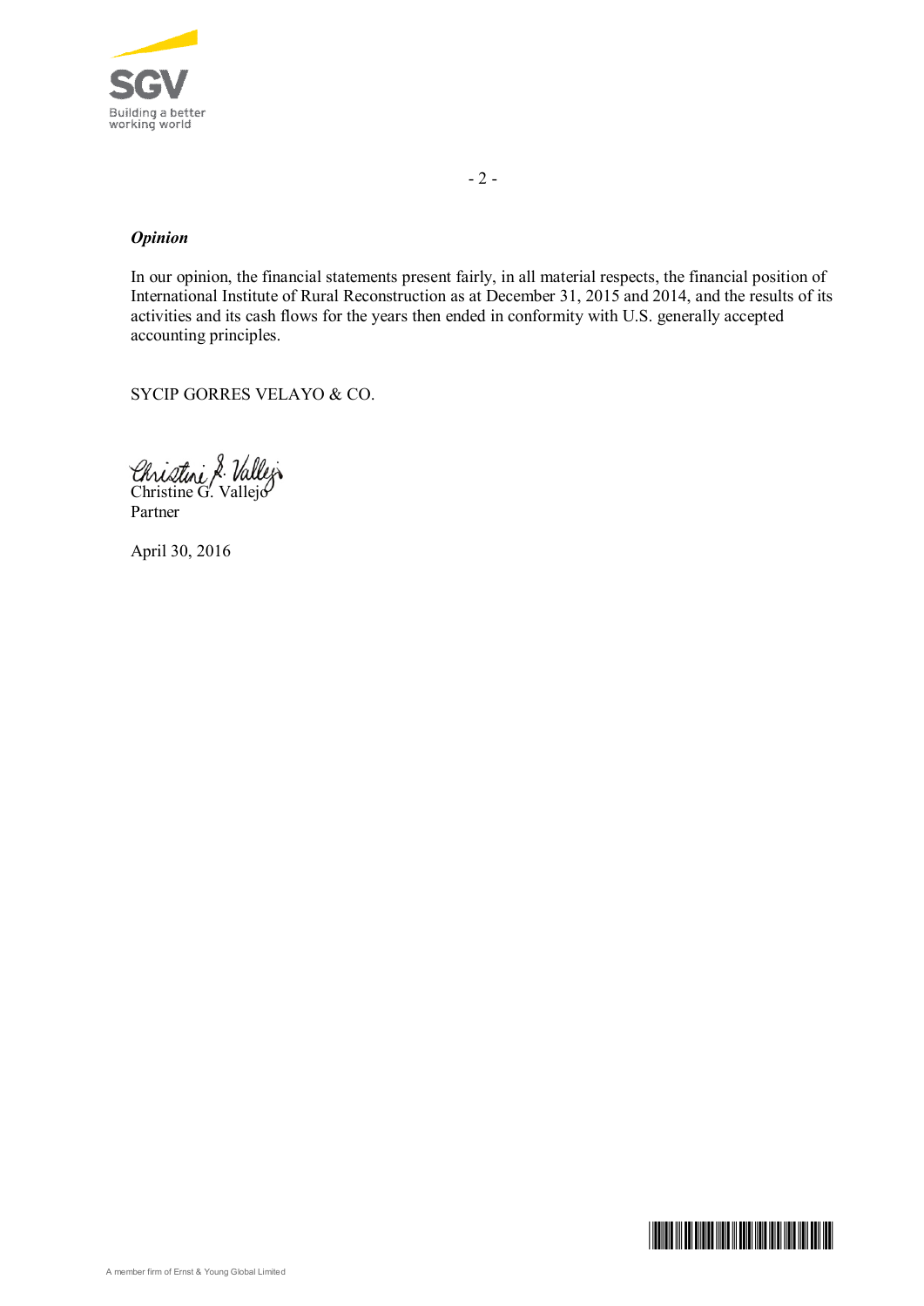***Opinion***

In our opinion, the financial statements present fairly, in all material respects, the financial position of International Institute of Rural Reconstruction as at December 31, 2015 and 2014, and the results of its activities and its cash flows for the years then ended in conformity with U.S. generally accepted accounting principles.

SYCIP GORRES VELAYO & CO.

Christine G. Vallejo
Partner

April 30, 2016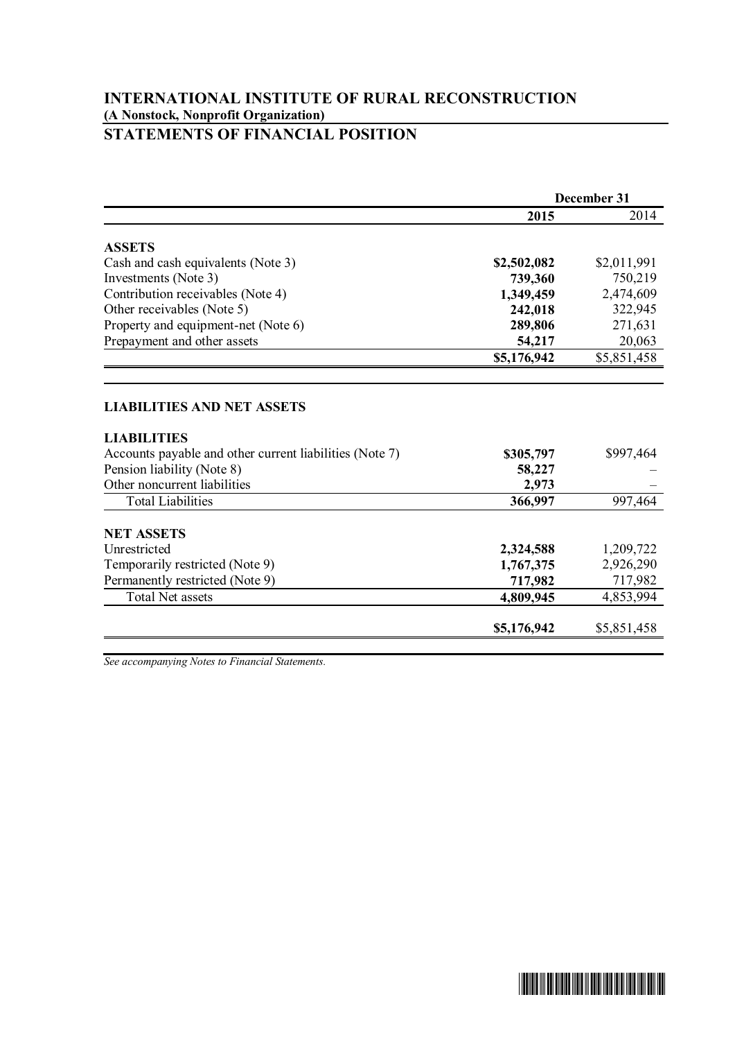# INTERNATIONAL INSTITUTE OF RURAL RECONSTRUCTION

**(A Nonstock, Nonprofit Organization)**

## STATEMENTS OF FINANCIAL POSITION

| | December 31 | |
|---|---|---|
| | **2015** | 2014 |
| **ASSETS** | | |
| Cash and cash equivalents (Note 3) | **$2,502,082** | $2,011,991 |
| Investments (Note 3) | **739,360** | 750,219 |
| Contribution receivables (Note 4) | **1,349,459** | 2,474,609 |
| Other receivables (Note 5) | **242,018** | 322,945 |
| Property and equipment-net (Note 6) | **289,806** | 271,631 |
| Prepayment and other assets | **54,217** | 20,063 |
| | **$5,176,942** | $5,851,458 |
| **LIABILITIES AND NET ASSETS** | | |
| **LIABILITIES** | | |
| Accounts payable and other current liabilities (Note 7) | **$305,797** | $997,464 |
| Pension liability (Note 8) | **58,227** | – |
| Other noncurrent liabilities | **2,973** | – |
| Total Liabilities | **366,997** | 997,464 |
| **NET ASSETS** | | |
| Unrestricted | **2,324,588** | 1,209,722 |
| Temporarily restricted (Note 9) | **1,767,375** | 2,926,290 |
| Permanently restricted (Note 9) | **717,982** | 717,982 |
| Total Net assets | **4,809,945** | 4,853,994 |
| | **$5,176,942** | $5,851,458 |

*See accompanying Notes to Financial Statements.*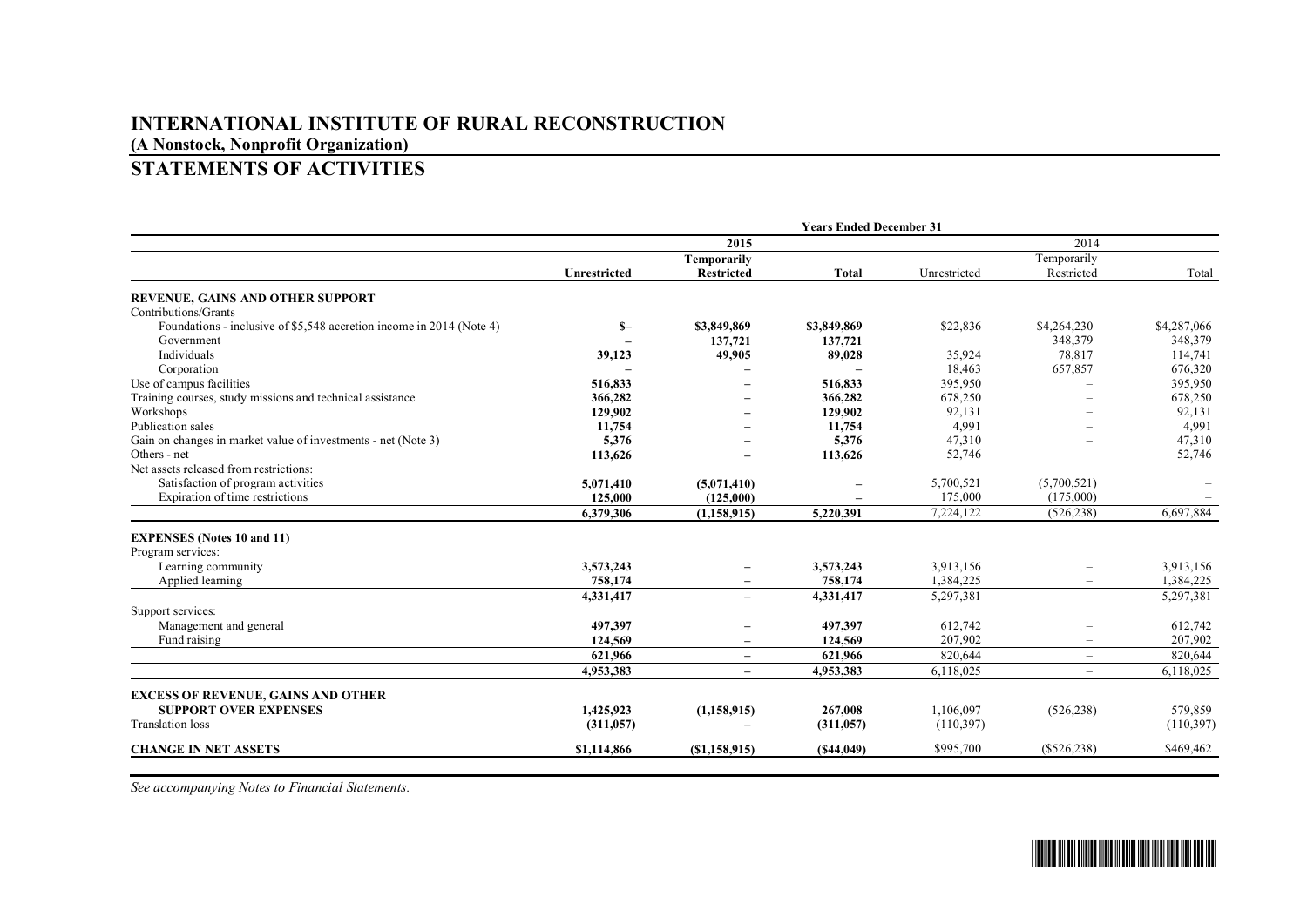# INTERNATIONAL INSTITUTE OF RURAL RECONSTRUCTION

**(A Nonstock, Nonprofit Organization)**

## STATEMENTS OF ACTIVITIES

| | Years Ended December 31 | | | | | |
|---|---|---|---|---|---|---|
| | | **2015** | | | 2014 | |
| | **Unrestricted** | **Temporarily Restricted** | **Total** | Unrestricted | Temporarily Restricted | Total |
| **REVENUE, GAINS AND OTHER SUPPORT** | | | | | | |
| Contributions/Grants | | | | | | |
| Foundations - inclusive of $5,548 accretion income in 2014 (Note 4) | **$–** | **$3,849,869** | **$3,849,869** | $22,836 | $4,264,230 | $4,287,066 |
| Government | **–** | **137,721** | **137,721** | – | 348,379 | 348,379 |
| Individuals | **39,123** | **49,905** | **89,028** | 35,924 | 78,817 | 114,741 |
| Corporation | **–** | **–** | **–** | 18,463 | 657,857 | 676,320 |
| Use of campus facilities | **516,833** | **–** | **516,833** | 395,950 | – | 395,950 |
| Training courses, study missions and technical assistance | **366,282** | **–** | **366,282** | 678,250 | – | 678,250 |
| Workshops | **129,902** | **–** | **129,902** | 92,131 | – | 92,131 |
| Publication sales | **11,754** | **–** | **11,754** | 4,991 | – | 4,991 |
| Gain on changes in market value of investments - net (Note 3) | **5,376** | **–** | **5,376** | 47,310 | – | 47,310 |
| Others - net | **113,626** | **–** | **113,626** | 52,746 | – | 52,746 |
| Net assets released from restrictions: | | | | | | |
| Satisfaction of program activities | **5,071,410** | **(5,071,410)** | **–** | 5,700,521 | (5,700,521) | – |
| Expiration of time restrictions | **125,000** | **(125,000)** | **–** | 175,000 | (175,000) | – |
| | **6,379,306** | **(1,158,915)** | **5,220,391** | 7,224,122 | (526,238) | 6,697,884 |
| **EXPENSES (Notes 10 and 11)** | | | | | | |
| Program services: | | | | | | |
| Learning community | **3,573,243** | **–** | **3,573,243** | 3,913,156 | – | 3,913,156 |
| Applied learning | **758,174** | **–** | **758,174** | 1,384,225 | – | 1,384,225 |
| | **4,331,417** | **–** | **4,331,417** | 5,297,381 | – | 5,297,381 |
| Support services: | | | | | | |
| Management and general | **497,397** | **–** | **497,397** | 612,742 | – | 612,742 |
| Fund raising | **124,569** | **–** | **124,569** | 207,902 | – | 207,902 |
| | **621,966** | **–** | **621,966** | 820,644 | – | 820,644 |
| | **4,953,383** | **–** | **4,953,383** | 6,118,025 | – | 6,118,025 |
| **EXCESS OF REVENUE, GAINS AND OTHER SUPPORT OVER EXPENSES** | **1,425,923** | **(1,158,915)** | **267,008** | 1,106,097 | (526,238) | 579,859 |
| Translation loss | **(311,057)** | **–** | **(311,057)** | (110,397) | – | (110,397) |
| **CHANGE IN NET ASSETS** | **$1,114,866** | **($1,158,915)** | **($44,049)** | $995,700 | ($526,238) | $469,462 |

*See accompanying Notes to Financial Statements.*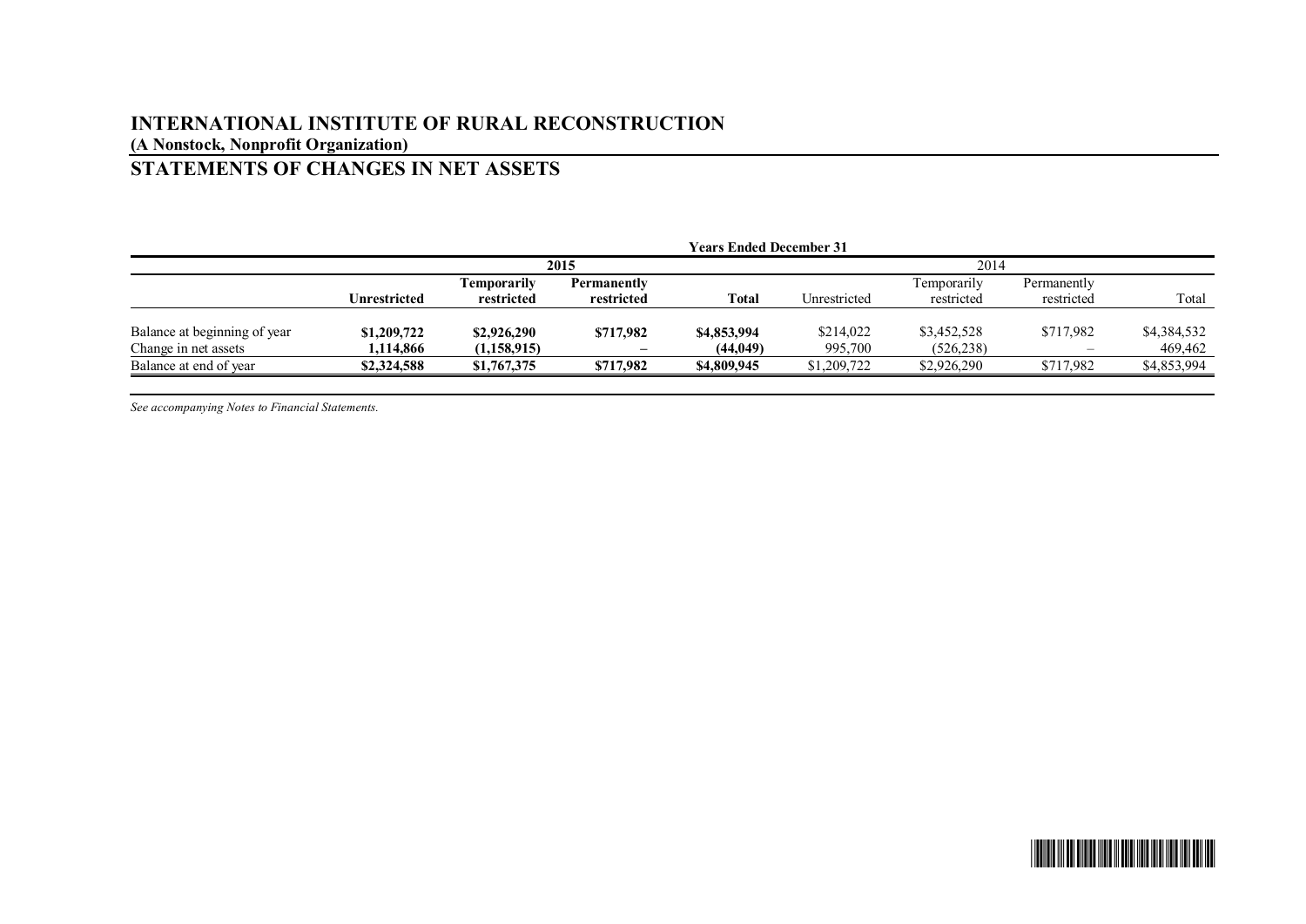# INTERNATIONAL INSTITUTE OF RURAL RECONSTRUCTION

**(A Nonstock, Nonprofit Organization)**

## STATEMENTS OF CHANGES IN NET ASSETS

| | Years Ended December 31 | | | | | | | |
|---|---|---|---|---|---|---|---|---|
| | 2015 | | | | 2014 | | | |
| | **Unrestricted** | **Temporarily restricted** | **Permanently restricted** | **Total** | Unrestricted | Temporarily restricted | Permanently restricted | Total |
| Balance at beginning of year | **$1,209,722** | **$2,926,290** | **$717,982** | **$4,853,994** | $214,022 | $3,452,528 | $717,982 | $4,384,532 |
| Change in net assets | **1,114,866** | **(1,158,915)** | **–** | **(44,049)** | 995,700 | (526,238) | – | 469,462 |
| Balance at end of year | **$2,324,588** | **$1,767,375** | **$717,982** | **$4,809,945** | $1,209,722 | $2,926,290 | $717,982 | $4,853,994 |

*See accompanying Notes to Financial Statements.*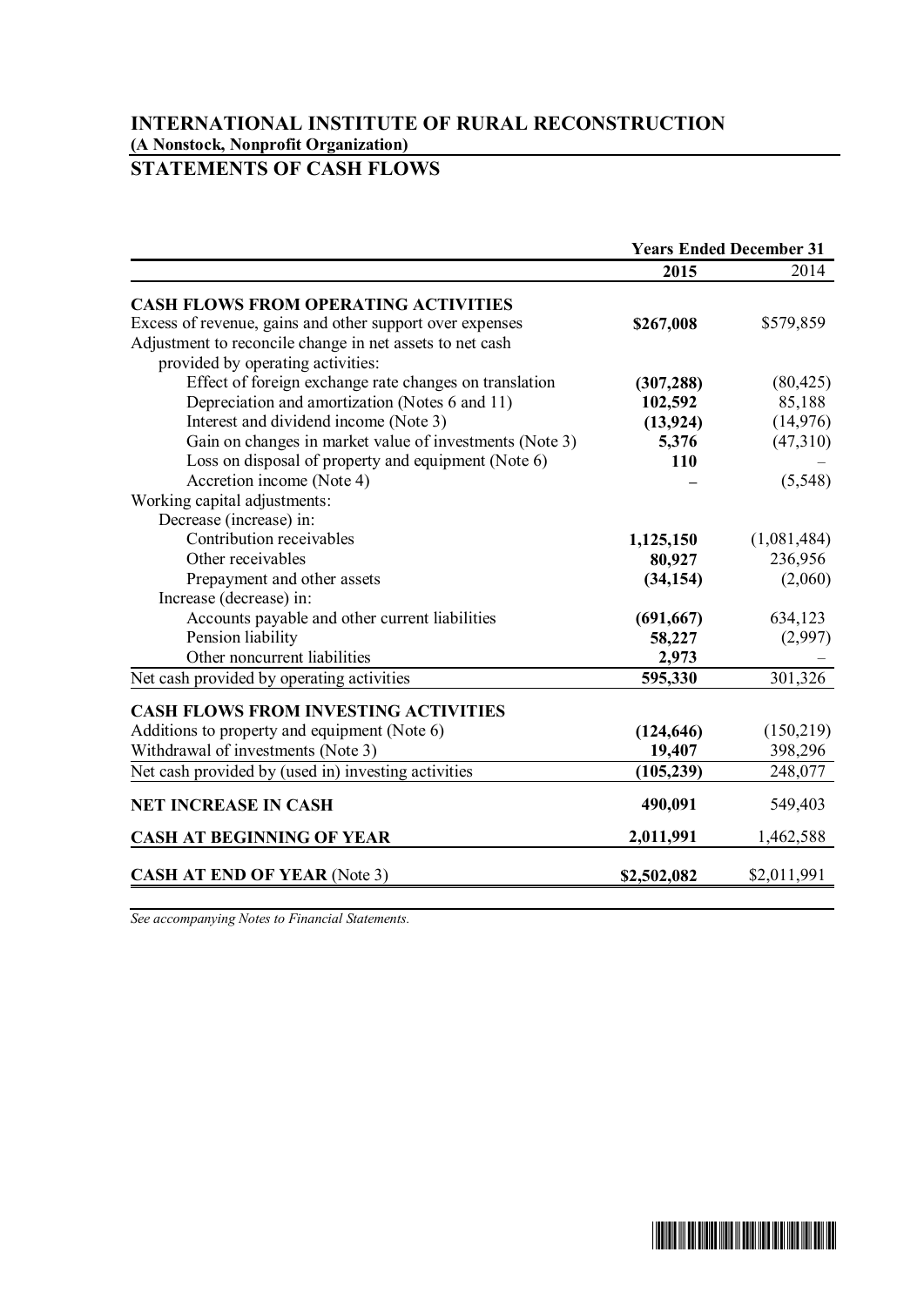# INTERNATIONAL INSTITUTE OF RURAL RECONSTRUCTION

**(A Nonstock, Nonprofit Organization)**

## STATEMENTS OF CASH FLOWS

| | Years Ended December 31 | |
|---|---|---|
| | **2015** | 2014 |
| **CASH FLOWS FROM OPERATING ACTIVITIES** | | |
| Excess of revenue, gains and other support over expenses | **$267,008** | $579,859 |
| Adjustment to reconcile change in net assets to net cash provided by operating activities: | | |
| Effect of foreign exchange rate changes on translation | **(307,288)** | (80,425) |
| Depreciation and amortization (Notes 6 and 11) | **102,592** | 85,188 |
| Interest and dividend income (Note 3) | **(13,924)** | (14,976) |
| Gain on changes in market value of investments (Note 3) | **5,376** | (47,310) |
| Loss on disposal of property and equipment (Note 6) | **110** | – |
| Accretion income (Note 4) | **–** | (5,548) |
| Working capital adjustments: | | |
| Decrease (increase) in: | | |
| Contribution receivables | **1,125,150** | (1,081,484) |
| Other receivables | **80,927** | 236,956 |
| Prepayment and other assets | **(34,154)** | (2,060) |
| Increase (decrease) in: | | |
| Accounts payable and other current liabilities | **(691,667)** | 634,123 |
| Pension liability | **58,227** | (2,997) |
| Other noncurrent liabilities | **2,973** | – |
| Net cash provided by operating activities | **595,330** | 301,326 |
| **CASH FLOWS FROM INVESTING ACTIVITIES** | | |
| Additions to property and equipment (Note 6) | **(124,646)** | (150,219) |
| Withdrawal of investments (Note 3) | **19,407** | 398,296 |
| Net cash provided by (used in) investing activities | **(105,239)** | 248,077 |
| **NET INCREASE IN CASH** | **490,091** | 549,403 |
| **CASH AT BEGINNING OF YEAR** | **2,011,991** | 1,462,588 |
| **CASH AT END OF YEAR** (Note 3) | **$2,502,082** | $2,011,991 |

*See accompanying Notes to Financial Statements.*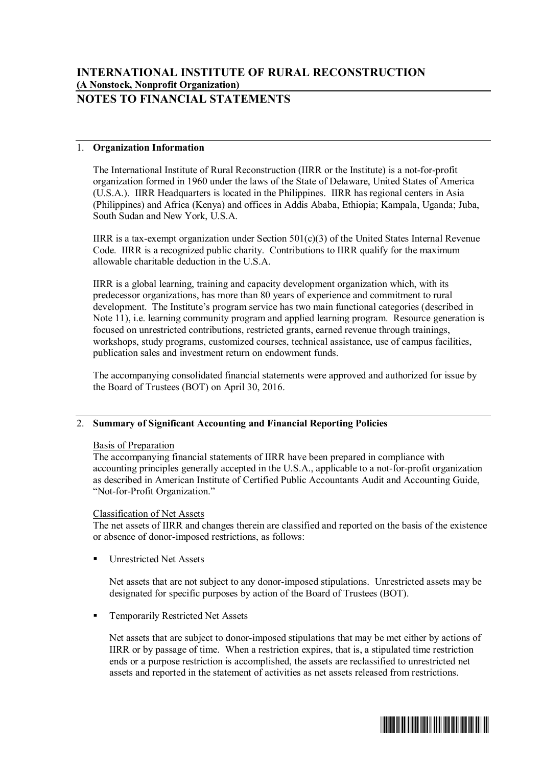# INTERNATIONAL INSTITUTE OF RURAL RECONSTRUCTION
**(A Nonstock, Nonprofit Organization)**
## NOTES TO FINANCIAL STATEMENTS

### 1. Organization Information

The International Institute of Rural Reconstruction (IIRR or the Institute) is a not-for-profit organization formed in 1960 under the laws of the State of Delaware, United States of America (U.S.A.). IIRR Headquarters is located in the Philippines. IIRR has regional centers in Asia (Philippines) and Africa (Kenya) and offices in Addis Ababa, Ethiopia; Kampala, Uganda; Juba, South Sudan and New York, U.S.A.

IIRR is a tax-exempt organization under Section 501(c)(3) of the United States Internal Revenue Code. IIRR is a recognized public charity. Contributions to IIRR qualify for the maximum allowable charitable deduction in the U.S.A.

IIRR is a global learning, training and capacity development organization which, with its predecessor organizations, has more than 80 years of experience and commitment to rural development. The Institute's program service has two main functional categories (described in Note 11), i.e. learning community program and applied learning program. Resource generation is focused on unrestricted contributions, restricted grants, earned revenue through trainings, workshops, study programs, customized courses, technical assistance, use of campus facilities, publication sales and investment return on endowment funds.

The accompanying consolidated financial statements were approved and authorized for issue by the Board of Trustees (BOT) on April 30, 2016.

### 2. Summary of Significant Accounting and Financial Reporting Policies

Basis of Preparation

The accompanying financial statements of IIRR have been prepared in compliance with accounting principles generally accepted in the U.S.A., applicable to a not-for-profit organization as described in American Institute of Certified Public Accountants Audit and Accounting Guide, "Not-for-Profit Organization."

Classification of Net Assets

The net assets of IIRR and changes therein are classified and reported on the basis of the existence or absence of donor-imposed restrictions, as follows:

- Unrestricted Net Assets

  Net assets that are not subject to any donor-imposed stipulations. Unrestricted assets may be designated for specific purposes by action of the Board of Trustees (BOT).

- Temporarily Restricted Net Assets

  Net assets that are subject to donor-imposed stipulations that may be met either by actions of IIRR or by passage of time. When a restriction expires, that is, a stipulated time restriction ends or a purpose restriction is accomplished, the assets are reclassified to unrestricted net assets and reported in the statement of activities as net assets released from restrictions.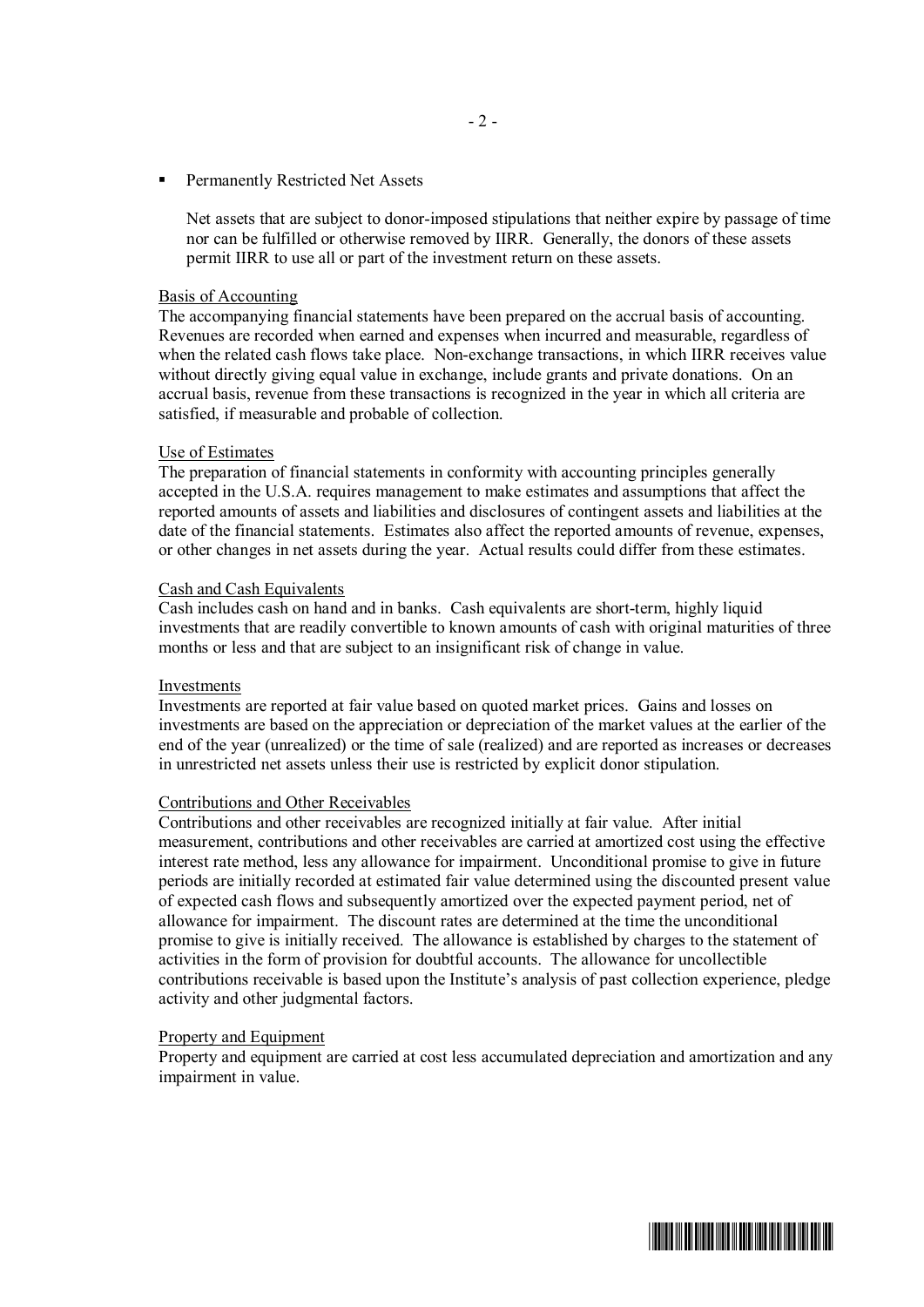- Permanently Restricted Net Assets

  Net assets that are subject to donor-imposed stipulations that neither expire by passage of time nor can be fulfilled or otherwise removed by IIRR. Generally, the donors of these assets permit IIRR to use all or part of the investment return on these assets.

<u>Basis of Accounting</u>
The accompanying financial statements have been prepared on the accrual basis of accounting. Revenues are recorded when earned and expenses when incurred and measurable, regardless of when the related cash flows take place. Non-exchange transactions, in which IIRR receives value without directly giving equal value in exchange, include grants and private donations. On an accrual basis, revenue from these transactions is recognized in the year in which all criteria are satisfied, if measurable and probable of collection.

<u>Use of Estimates</u>
The preparation of financial statements in conformity with accounting principles generally accepted in the U.S.A. requires management to make estimates and assumptions that affect the reported amounts of assets and liabilities and disclosures of contingent assets and liabilities at the date of the financial statements. Estimates also affect the reported amounts of revenue, expenses, or other changes in net assets during the year. Actual results could differ from these estimates.

<u>Cash and Cash Equivalents</u>
Cash includes cash on hand and in banks. Cash equivalents are short-term, highly liquid investments that are readily convertible to known amounts of cash with original maturities of three months or less and that are subject to an insignificant risk of change in value.

<u>Investments</u>
Investments are reported at fair value based on quoted market prices. Gains and losses on investments are based on the appreciation or depreciation of the market values at the earlier of the end of the year (unrealized) or the time of sale (realized) and are reported as increases or decreases in unrestricted net assets unless their use is restricted by explicit donor stipulation.

<u>Contributions and Other Receivables</u>
Contributions and other receivables are recognized initially at fair value. After initial measurement, contributions and other receivables are carried at amortized cost using the effective interest rate method, less any allowance for impairment. Unconditional promise to give in future periods are initially recorded at estimated fair value determined using the discounted present value of expected cash flows and subsequently amortized over the expected payment period, net of allowance for impairment. The discount rates are determined at the time the unconditional promise to give is initially received. The allowance is established by charges to the statement of activities in the form of provision for doubtful accounts. The allowance for uncollectible contributions receivable is based upon the Institute's analysis of past collection experience, pledge activity and other judgmental factors.

<u>Property and Equipment</u>
Property and equipment are carried at cost less accumulated depreciation and amortization and any impairment in value.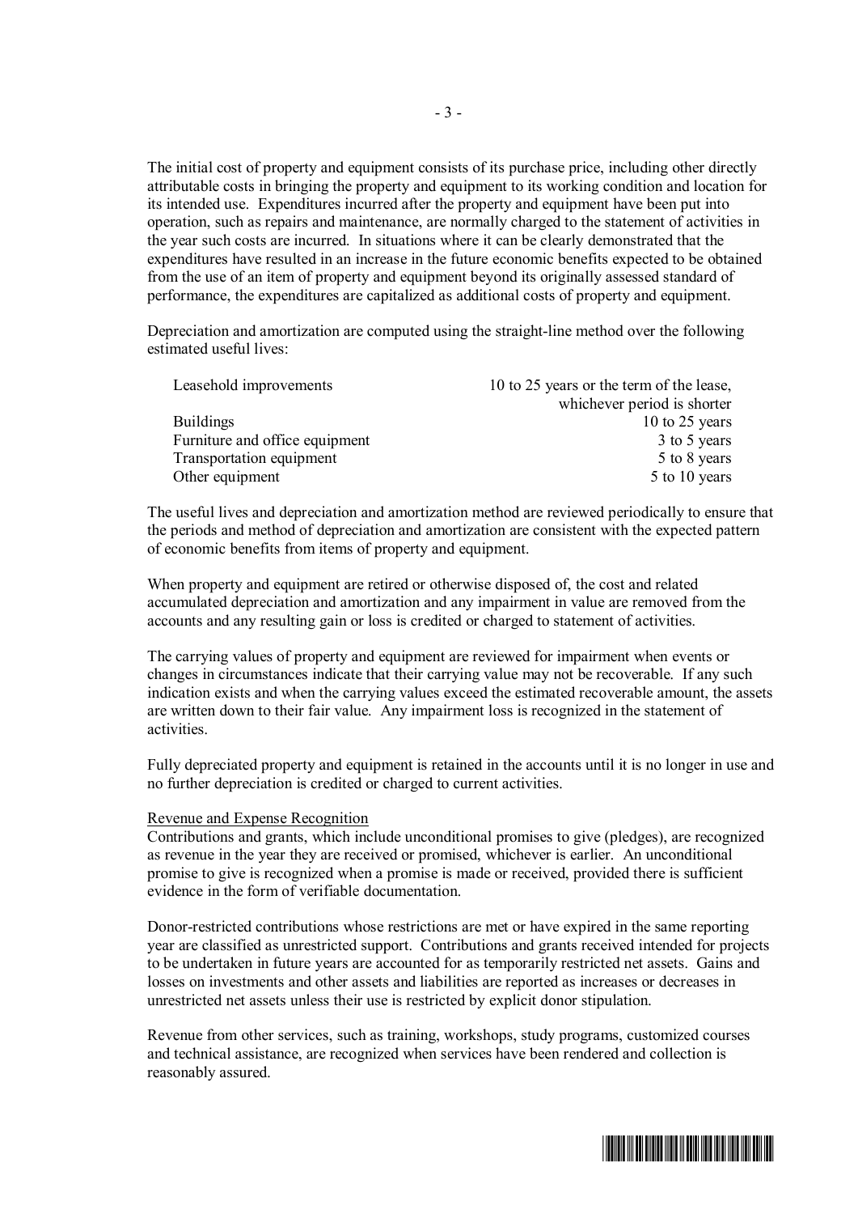The initial cost of property and equipment consists of its purchase price, including other directly attributable costs in bringing the property and equipment to its working condition and location for its intended use. Expenditures incurred after the property and equipment have been put into operation, such as repairs and maintenance, are normally charged to the statement of activities in the year such costs are incurred. In situations where it can be clearly demonstrated that the expenditures have resulted in an increase in the future economic benefits expected to be obtained from the use of an item of property and equipment beyond its originally assessed standard of performance, the expenditures are capitalized as additional costs of property and equipment.

Depreciation and amortization are computed using the straight-line method over the following estimated useful lives:

| | |
|---|---|
| Leasehold improvements | 10 to 25 years or the term of the lease, whichever period is shorter |
| Buildings | 10 to 25 years |
| Furniture and office equipment | 3 to 5 years |
| Transportation equipment | 5 to 8 years |
| Other equipment | 5 to 10 years |

The useful lives and depreciation and amortization method are reviewed periodically to ensure that the periods and method of depreciation and amortization are consistent with the expected pattern of economic benefits from items of property and equipment.

When property and equipment are retired or otherwise disposed of, the cost and related accumulated depreciation and amortization and any impairment in value are removed from the accounts and any resulting gain or loss is credited or charged to statement of activities.

The carrying values of property and equipment are reviewed for impairment when events or changes in circumstances indicate that their carrying value may not be recoverable. If any such indication exists and when the carrying values exceed the estimated recoverable amount, the assets are written down to their fair value. Any impairment loss is recognized in the statement of activities.

Fully depreciated property and equipment is retained in the accounts until it is no longer in use and no further depreciation is credited or charged to current activities.

Revenue and Expense Recognition

Contributions and grants, which include unconditional promises to give (pledges), are recognized as revenue in the year they are received or promised, whichever is earlier. An unconditional promise to give is recognized when a promise is made or received, provided there is sufficient evidence in the form of verifiable documentation.

Donor-restricted contributions whose restrictions are met or have expired in the same reporting year are classified as unrestricted support. Contributions and grants received intended for projects to be undertaken in future years are accounted for as temporarily restricted net assets. Gains and losses on investments and other assets and liabilities are reported as increases or decreases in unrestricted net assets unless their use is restricted by explicit donor stipulation.

Revenue from other services, such as training, workshops, study programs, customized courses and technical assistance, are recognized when services have been rendered and collection is reasonably assured.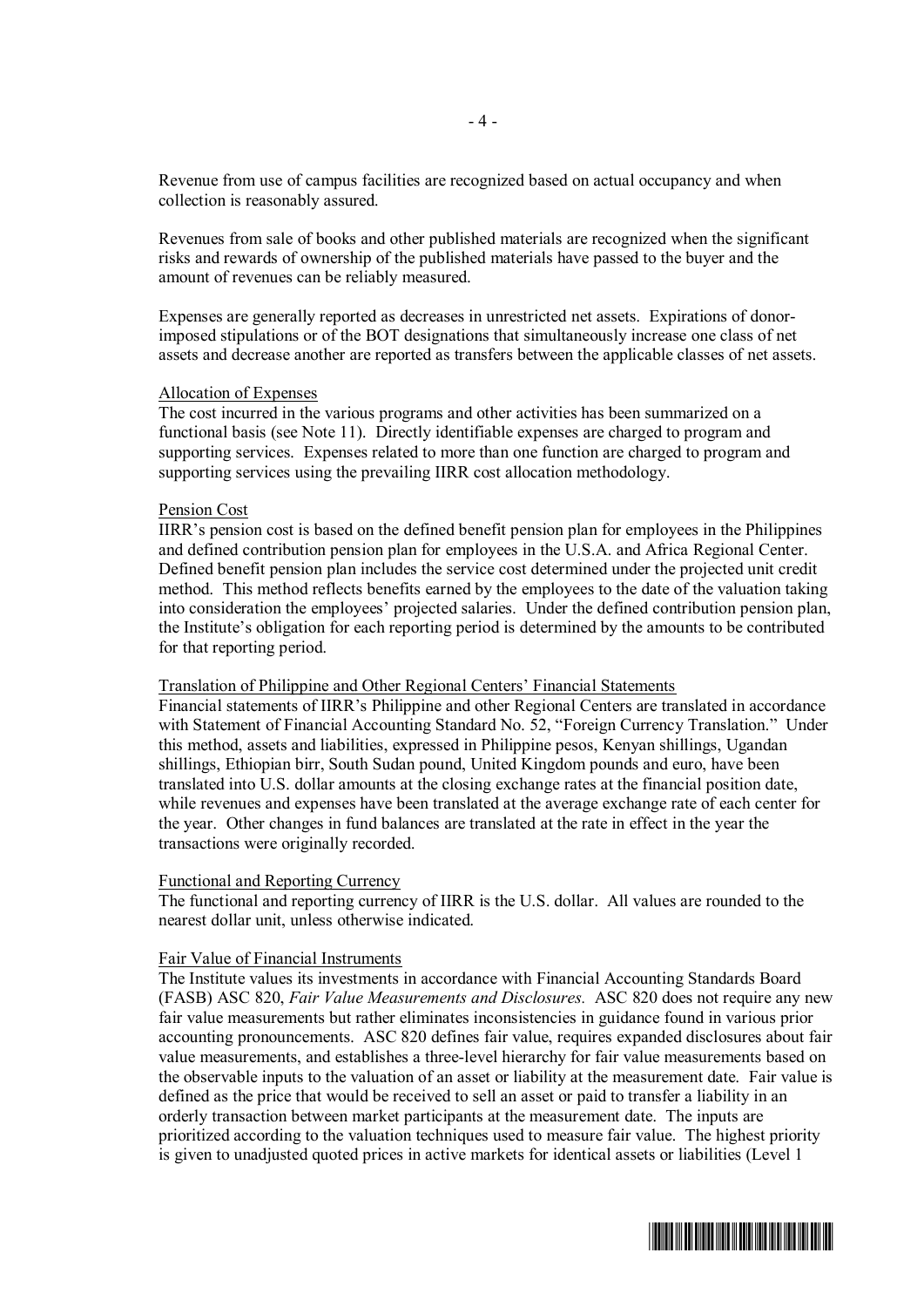Revenue from use of campus facilities are recognized based on actual occupancy and when collection is reasonably assured.

Revenues from sale of books and other published materials are recognized when the significant risks and rewards of ownership of the published materials have passed to the buyer and the amount of revenues can be reliably measured.

Expenses are generally reported as decreases in unrestricted net assets. Expirations of donor-imposed stipulations or of the BOT designations that simultaneously increase one class of net assets and decrease another are reported as transfers between the applicable classes of net assets.

Allocation of Expenses
The cost incurred in the various programs and other activities has been summarized on a functional basis (see Note 11). Directly identifiable expenses are charged to program and supporting services. Expenses related to more than one function are charged to program and supporting services using the prevailing IIRR cost allocation methodology.

Pension Cost
IIRR's pension cost is based on the defined benefit pension plan for employees in the Philippines and defined contribution pension plan for employees in the U.S.A. and Africa Regional Center. Defined benefit pension plan includes the service cost determined under the projected unit credit method. This method reflects benefits earned by the employees to the date of the valuation taking into consideration the employees' projected salaries. Under the defined contribution pension plan, the Institute's obligation for each reporting period is determined by the amounts to be contributed for that reporting period.

Translation of Philippine and Other Regional Centers' Financial Statements
Financial statements of IIRR's Philippine and other Regional Centers are translated in accordance with Statement of Financial Accounting Standard No. 52, "Foreign Currency Translation." Under this method, assets and liabilities, expressed in Philippine pesos, Kenyan shillings, Ugandan shillings, Ethiopian birr, South Sudan pound, United Kingdom pounds and euro, have been translated into U.S. dollar amounts at the closing exchange rates at the financial position date, while revenues and expenses have been translated at the average exchange rate of each center for the year. Other changes in fund balances are translated at the rate in effect in the year the transactions were originally recorded.

Functional and Reporting Currency
The functional and reporting currency of IIRR is the U.S. dollar. All values are rounded to the nearest dollar unit, unless otherwise indicated.

Fair Value of Financial Instruments
The Institute values its investments in accordance with Financial Accounting Standards Board (FASB) ASC 820, *Fair Value Measurements and Disclosures.* ASC 820 does not require any new fair value measurements but rather eliminates inconsistencies in guidance found in various prior accounting pronouncements. ASC 820 defines fair value, requires expanded disclosures about fair value measurements, and establishes a three-level hierarchy for fair value measurements based on the observable inputs to the valuation of an asset or liability at the measurement date. Fair value is defined as the price that would be received to sell an asset or paid to transfer a liability in an orderly transaction between market participants at the measurement date. The inputs are prioritized according to the valuation techniques used to measure fair value. The highest priority is given to unadjusted quoted prices in active markets for identical assets or liabilities (Level 1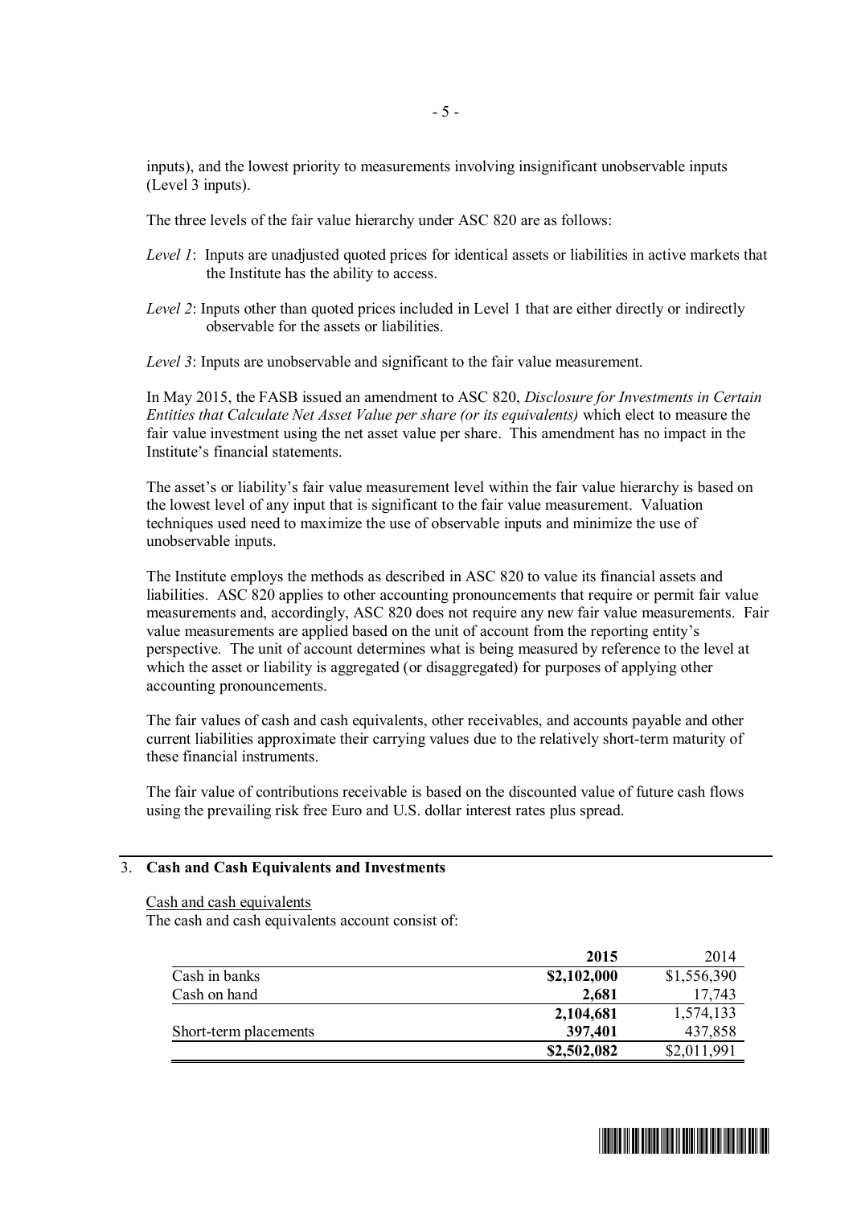inputs), and the lowest priority to measurements involving insignificant unobservable inputs (Level 3 inputs).

The three levels of the fair value hierarchy under ASC 820 are as follows:

*Level 1*: Inputs are unadjusted quoted prices for identical assets or liabilities in active markets that the Institute has the ability to access.

*Level 2*: Inputs other than quoted prices included in Level 1 that are either directly or indirectly observable for the assets or liabilities.

*Level 3*: Inputs are unobservable and significant to the fair value measurement.

In May 2015, the FASB issued an amendment to ASC 820, *Disclosure for Investments in Certain Entities that Calculate Net Asset Value per share (or its equivalents)* which elect to measure the fair value investment using the net asset value per share. This amendment has no impact in the Institute's financial statements.

The asset's or liability's fair value measurement level within the fair value hierarchy is based on the lowest level of any input that is significant to the fair value measurement. Valuation techniques used need to maximize the use of observable inputs and minimize the use of unobservable inputs.

The Institute employs the methods as described in ASC 820 to value its financial assets and liabilities. ASC 820 applies to other accounting pronouncements that require or permit fair value measurements and, accordingly, ASC 820 does not require any new fair value measurements. Fair value measurements are applied based on the unit of account from the reporting entity's perspective. The unit of account determines what is being measured by reference to the level at which the asset or liability is aggregated (or disaggregated) for purposes of applying other accounting pronouncements.

The fair values of cash and cash equivalents, other receivables, and accounts payable and other current liabilities approximate their carrying values due to the relatively short-term maturity of these financial instruments.

The fair value of contributions receivable is based on the discounted value of future cash flows using the prevailing risk free Euro and U.S. dollar interest rates plus spread.

## 3. Cash and Cash Equivalents and Investments

Cash and cash equivalents

The cash and cash equivalents account consist of:

| | **2015** | 2014 |
|---|---|---|
| Cash in banks | **$2,102,000** | $1,556,390 |
| Cash on hand | **2,681** | 17,743 |
| | **2,104,681** | 1,574,133 |
| Short-term placements | **397,401** | 437,858 |
| | **$2,502,082** | $2,011,991 |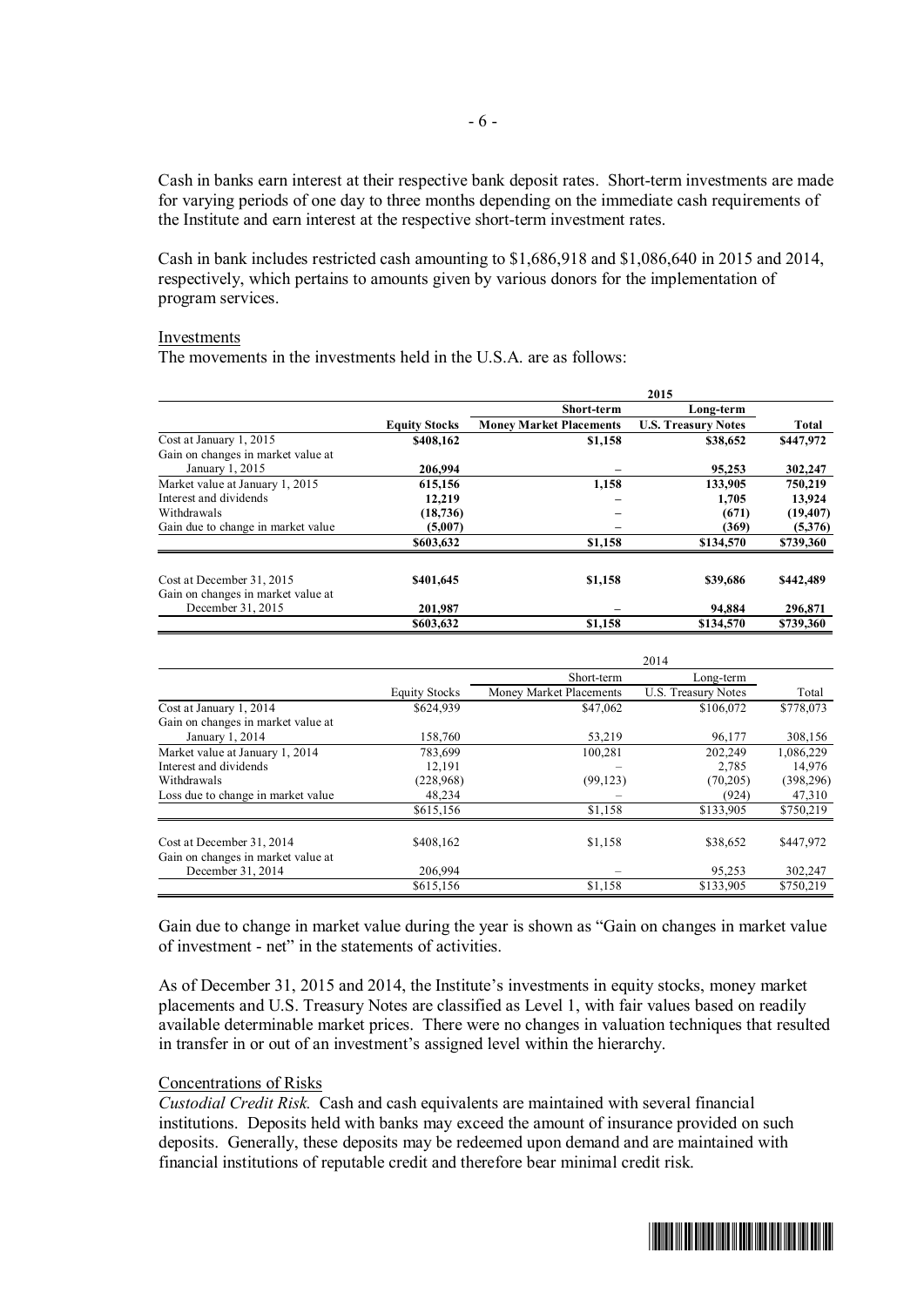Cash in banks earn interest at their respective bank deposit rates. Short-term investments are made for varying periods of one day to three months depending on the immediate cash requirements of the Institute and earn interest at the respective short-term investment rates.

Cash in bank includes restricted cash amounting to $1,686,918 and $1,086,640 in 2015 and 2014, respectively, which pertains to amounts given by various donors for the implementation of program services.

Investments

The movements in the investments held in the U.S.A. are as follows:

| | 2015 | | | |
|---|---|---|---|---|
| | **Equity Stocks** | **Short-term Money Market Placements** | **Long-term U.S. Treasury Notes** | **Total** |
| Cost at January 1, 2015 | **$408,162** | **$1,158** | **$38,652** | **$447,972** |
| Gain on changes in market value at January 1, 2015 | **206,994** | **–** | **95,253** | **302,247** |
| Market value at January 1, 2015 | **615,156** | **1,158** | **133,905** | **750,219** |
| Interest and dividends | **12,219** | **–** | **1,705** | **13,924** |
| Withdrawals | **(18,736)** | **–** | **(671)** | **(19,407)** |
| Gain due to change in market value | **(5,007)** | **–** | **(369)** | **(5,376)** |
| | **$603,632** | **$1,158** | **$134,570** | **$739,360** |
| Cost at December 31, 2015 | **$401,645** | **$1,158** | **$39,686** | **$442,489** |
| Gain on changes in market value at December 31, 2015 | **201,987** | **–** | **94,884** | **296,871** |
| | **$603,632** | **$1,158** | **$134,570** | **$739,360** |

| | 2014 | | | |
|---|---|---|---|---|
| | Equity Stocks | Short-term Money Market Placements | Long-term U.S. Treasury Notes | Total |
| Cost at January 1, 2014 | $624,939 | $47,062 | $106,072 | $778,073 |
| Gain on changes in market value at January 1, 2014 | 158,760 | 53,219 | 96,177 | 308,156 |
| Market value at January 1, 2014 | 783,699 | 100,281 | 202,249 | 1,086,229 |
| Interest and dividends | 12,191 | – | 2,785 | 14,976 |
| Withdrawals | (228,968) | (99,123) | (70,205) | (398,296) |
| Loss due to change in market value | 48,234 | – | (924) | 47,310 |
| | $615,156 | $1,158 | $133,905 | $750,219 |
| Cost at December 31, 2014 | $408,162 | $1,158 | $38,652 | $447,972 |
| Gain on changes in market value at December 31, 2014 | 206,994 | – | 95,253 | 302,247 |
| | $615,156 | $1,158 | $133,905 | $750,219 |

Gain due to change in market value during the year is shown as "Gain on changes in market value of investment - net" in the statements of activities.

As of December 31, 2015 and 2014, the Institute's investments in equity stocks, money market placements and U.S. Treasury Notes are classified as Level 1, with fair values based on readily available determinable market prices. There were no changes in valuation techniques that resulted in transfer in or out of an investment's assigned level within the hierarchy.

Concentrations of Risks

*Custodial Credit Risk.* Cash and cash equivalents are maintained with several financial institutions. Deposits held with banks may exceed the amount of insurance provided on such deposits. Generally, these deposits may be redeemed upon demand and are maintained with financial institutions of reputable credit and therefore bear minimal credit risk.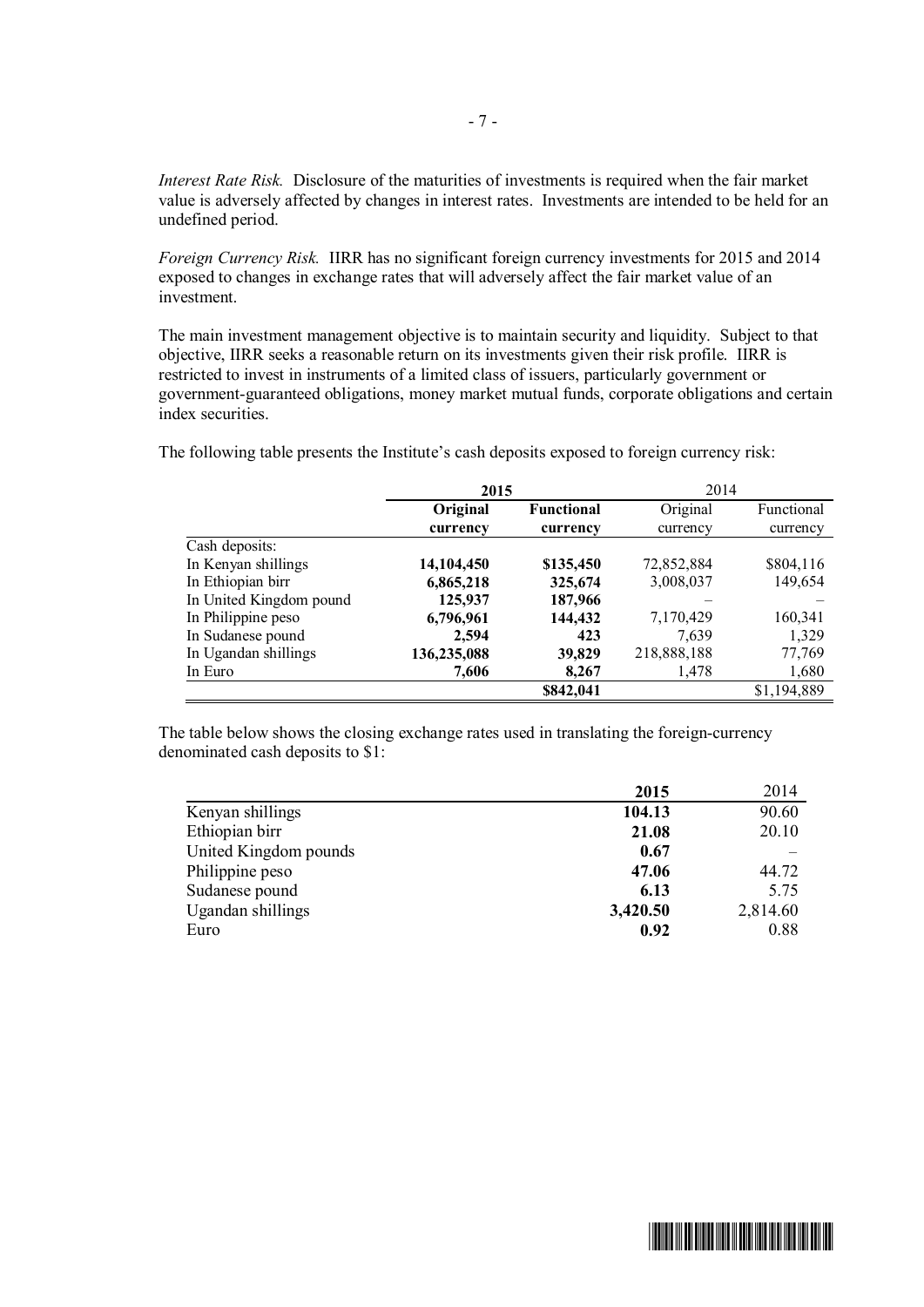*Interest Rate Risk.* Disclosure of the maturities of investments is required when the fair market value is adversely affected by changes in interest rates. Investments are intended to be held for an undefined period.

*Foreign Currency Risk.* IIRR has no significant foreign currency investments for 2015 and 2014 exposed to changes in exchange rates that will adversely affect the fair market value of an investment.

The main investment management objective is to maintain security and liquidity. Subject to that objective, IIRR seeks a reasonable return on its investments given their risk profile. IIRR is restricted to invest in instruments of a limited class of issuers, particularly government or government-guaranteed obligations, money market mutual funds, corporate obligations and certain index securities.

The following table presents the Institute's cash deposits exposed to foreign currency risk:

| | **2015** | | 2014 | |
|---|---|---|---|---|
| | **Original currency** | **Functional currency** | Original currency | Functional currency |
| Cash deposits: | | | | |
| In Kenyan shillings | **14,104,450** | **$135,450** | 72,852,884 | $804,116 |
| In Ethiopian birr | **6,865,218** | **325,674** | 3,008,037 | 149,654 |
| In United Kingdom pound | **125,937** | **187,966** | – | – |
| In Philippine peso | **6,796,961** | **144,432** | 7,170,429 | 160,341 |
| In Sudanese pound | **2,594** | **423** | 7,639 | 1,329 |
| In Ugandan shillings | **136,235,088** | **39,829** | 218,888,188 | 77,769 |
| In Euro | **7,606** | **8,267** | 1,478 | 1,680 |
| | | **$842,041** | | $1,194,889 |

The table below shows the closing exchange rates used in translating the foreign-currency denominated cash deposits to $1:

| | **2015** | 2014 |
|---|---|---|
| Kenyan shillings | **104.13** | 90.60 |
| Ethiopian birr | **21.08** | 20.10 |
| United Kingdom pounds | **0.67** | – |
| Philippine peso | **47.06** | 44.72 |
| Sudanese pound | **6.13** | 5.75 |
| Ugandan shillings | **3,420.50** | 2,814.60 |
| Euro | **0.92** | 0.88 |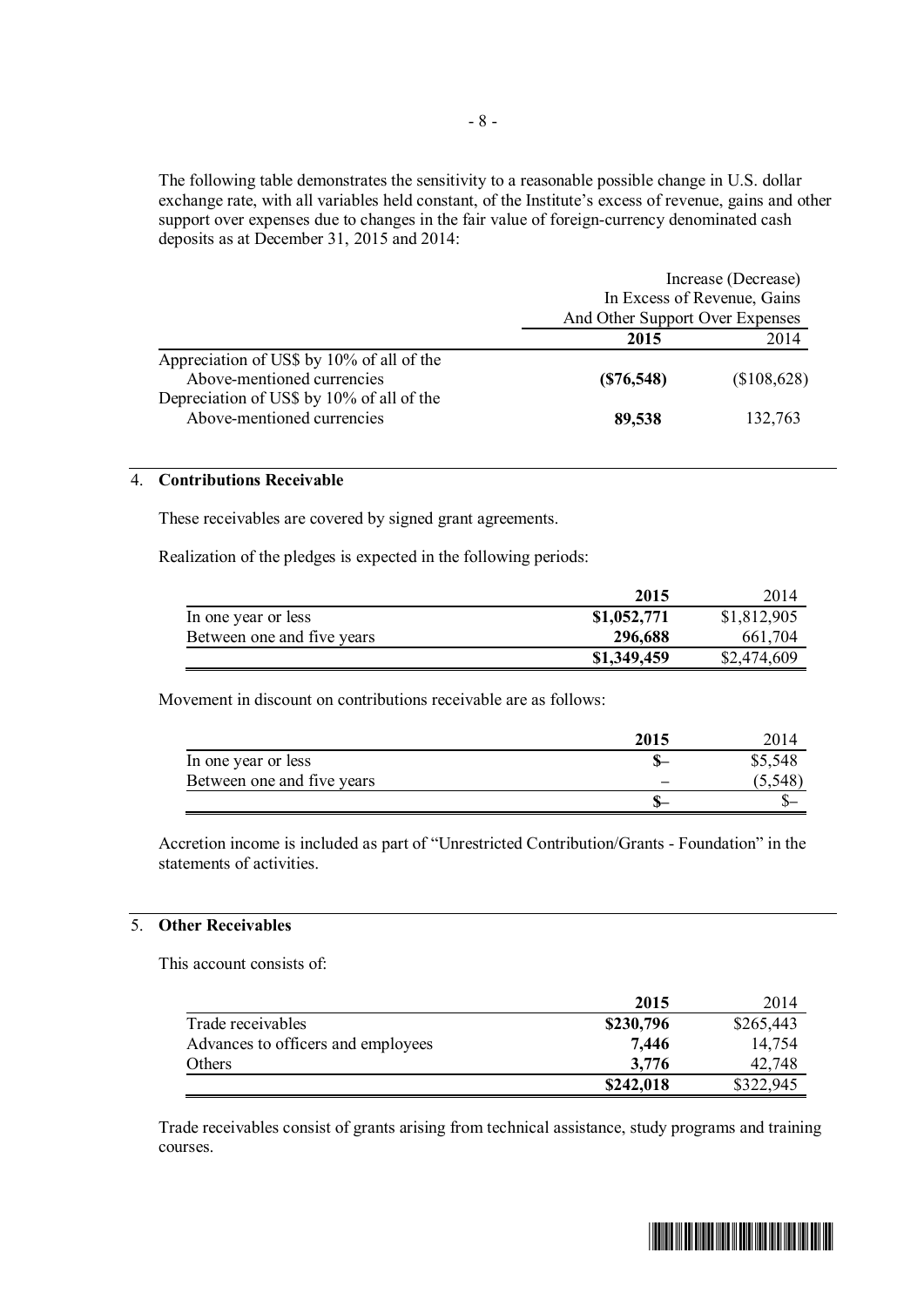The following table demonstrates the sensitivity to a reasonable possible change in U.S. dollar exchange rate, with all variables held constant, of the Institute's excess of revenue, gains and other support over expenses due to changes in the fair value of foreign-currency denominated cash deposits as at December 31, 2015 and 2014:

| | Increase (Decrease) In Excess of Revenue, Gains And Other Support Over Expenses | |
|---|---|---|
| | **2015** | 2014 |
| Appreciation of US$ by 10% of all of the Above-mentioned currencies | **($76,548)** | ($108,628) |
| Depreciation of US$ by 10% of all of the Above-mentioned currencies | **89,538** | 132,763 |

## 4. Contributions Receivable

These receivables are covered by signed grant agreements.

Realization of the pledges is expected in the following periods:

| | **2015** | 2014 |
|---|---|---|
| In one year or less | **$1,052,771** | $1,812,905 |
| Between one and five years | **296,688** | 661,704 |
| | **$1,349,459** | $2,474,609 |

Movement in discount on contributions receivable are as follows:

| | **2015** | 2014 |
|---|---|---|
| In one year or less | **$–** | $5,548 |
| Between one and five years | **–** | (5,548) |
| | **$–** | $– |

Accretion income is included as part of "Unrestricted Contribution/Grants - Foundation" in the statements of activities.

## 5. Other Receivables

This account consists of:

| | **2015** | 2014 |
|---|---|---|
| Trade receivables | **$230,796** | $265,443 |
| Advances to officers and employees | **7,446** | 14,754 |
| Others | **3,776** | 42,748 |
| | **$242,018** | $322,945 |

Trade receivables consist of grants arising from technical assistance, study programs and training courses.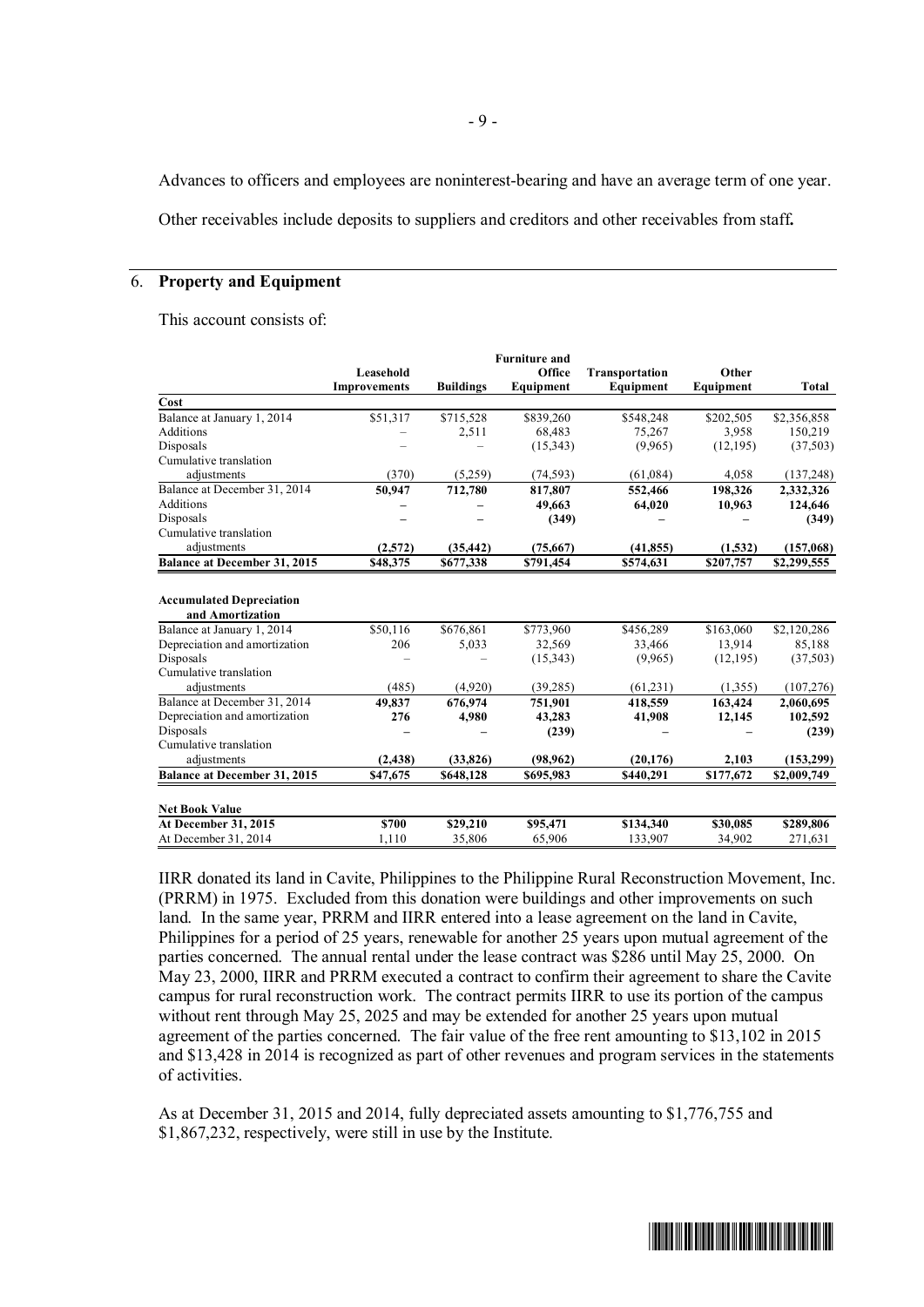Advances to officers and employees are noninterest-bearing and have an average term of one year.

Other receivables include deposits to suppliers and creditors and other receivables from staff**.**

## 6. Property and Equipment

This account consists of:

| | Leasehold Improvements | Buildings | Furniture and Office Equipment | Transportation Equipment | Other Equipment | Total |
|---|---|---|---|---|---|---|
| **Cost** | | | | | | |
| Balance at January 1, 2014 | $51,317 | $715,528 | $839,260 | $548,248 | $202,505 | $2,356,858 |
| Additions | – | 2,511 | 68,483 | 75,267 | 3,958 | 150,219 |
| Disposals | – | – | (15,343) | (9,965) | (12,195) | (37,503) |
| Cumulative translation adjustments | (370) | (5,259) | (74,593) | (61,084) | 4,058 | (137,248) |
| Balance at December 31, 2014 | **50,947** | **712,780** | **817,807** | **552,466** | **198,326** | **2,332,326** |
| Additions | **–** | **–** | **49,663** | **64,020** | **10,963** | **124,646** |
| Disposals | **–** | **–** | **(349)** | **–** | **–** | **(349)** |
| Cumulative translation adjustments | **(2,572)** | **(35,442)** | **(75,667)** | **(41,855)** | **(1,532)** | **(157,068)** |
| **Balance at December 31, 2015** | **$48,375** | **$677,338** | **$791,454** | **$574,631** | **$207,757** | **$2,299,555** |
| **Accumulated Depreciation and Amortization** | | | | | | |
| Balance at January 1, 2014 | $50,116 | $676,861 | $773,960 | $456,289 | $163,060 | $2,120,286 |
| Depreciation and amortization | 206 | 5,033 | 32,569 | 33,466 | 13,914 | 85,188 |
| Disposals | – | – | (15,343) | (9,965) | (12,195) | (37,503) |
| Cumulative translation adjustments | (485) | (4,920) | (39,285) | (61,231) | (1,355) | (107,276) |
| Balance at December 31, 2014 | **49,837** | **676,974** | **751,901** | **418,559** | **163,424** | **2,060,695** |
| Depreciation and amortization | **276** | **4,980** | **43,283** | **41,908** | **12,145** | **102,592** |
| Disposals | **–** | **–** | **(239)** | **–** | **–** | **(239)** |
| Cumulative translation adjustments | **(2,438)** | **(33,826)** | **(98,962)** | **(20,176)** | **2,103** | **(153,299)** |
| **Balance at December 31, 2015** | **$47,675** | **$648,128** | **$695,983** | **$440,291** | **$177,672** | **$2,009,749** |
| **Net Book Value** | | | | | | |
| **At December 31, 2015** | **$700** | **$29,210** | **$95,471** | **$134,340** | **$30,085** | **$289,806** |
| At December 31, 2014 | 1,110 | 35,806 | 65,906 | 133,907 | 34,902 | 271,631 |

IIRR donated its land in Cavite, Philippines to the Philippine Rural Reconstruction Movement, Inc. (PRRM) in 1975. Excluded from this donation were buildings and other improvements on such land. In the same year, PRRM and IIRR entered into a lease agreement on the land in Cavite, Philippines for a period of 25 years, renewable for another 25 years upon mutual agreement of the parties concerned. The annual rental under the lease contract was $286 until May 25, 2000. On May 23, 2000, IIRR and PRRM executed a contract to confirm their agreement to share the Cavite campus for rural reconstruction work. The contract permits IIRR to use its portion of the campus without rent through May 25, 2025 and may be extended for another 25 years upon mutual agreement of the parties concerned. The fair value of the free rent amounting to $13,102 in 2015 and $13,428 in 2014 is recognized as part of other revenues and program services in the statements of activities.

As at December 31, 2015 and 2014, fully depreciated assets amounting to $1,776,755 and $1,867,232, respectively, were still in use by the Institute.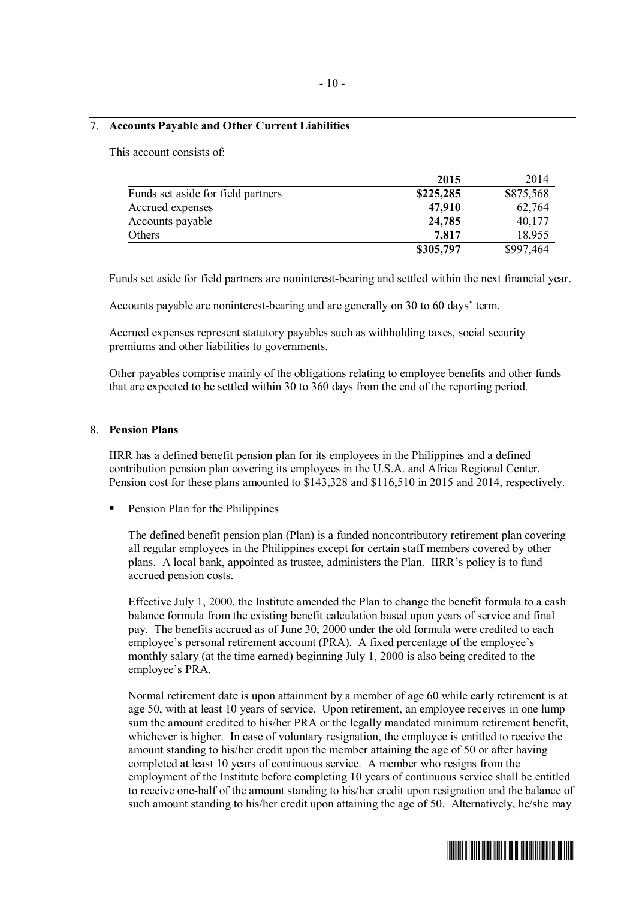## 7. Accounts Payable and Other Current Liabilities

This account consists of:

| | **2015** | 2014 |
|---|---|---|
| Funds set aside for field partners | **$225,285** | $875,568 |
| Accrued expenses | **47,910** | 62,764 |
| Accounts payable | **24,785** | 40,177 |
| Others | **7,817** | 18,955 |
| | **$305,797** | $997,464 |

Funds set aside for field partners are noninterest-bearing and settled within the next financial year.

Accounts payable are noninterest-bearing and are generally on 30 to 60 days' term.

Accrued expenses represent statutory payables such as withholding taxes, social security premiums and other liabilities to governments.

Other payables comprise mainly of the obligations relating to employee benefits and other funds that are expected to be settled within 30 to 360 days from the end of the reporting period.

## 8. Pension Plans

IIRR has a defined benefit pension plan for its employees in the Philippines and a defined contribution pension plan covering its employees in the U.S.A. and Africa Regional Center. Pension cost for these plans amounted to $143,328 and $116,510 in 2015 and 2014, respectively.

- Pension Plan for the Philippines

  The defined benefit pension plan (Plan) is a funded noncontributory retirement plan covering all regular employees in the Philippines except for certain staff members covered by other plans. A local bank, appointed as trustee, administers the Plan. IIRR's policy is to fund accrued pension costs.

  Effective July 1, 2000, the Institute amended the Plan to change the benefit formula to a cash balance formula from the existing benefit calculation based upon years of service and final pay. The benefits accrued as of June 30, 2000 under the old formula were credited to each employee's personal retirement account (PRA). A fixed percentage of the employee's monthly salary (at the time earned) beginning July 1, 2000 is also being credited to the employee's PRA.

  Normal retirement date is upon attainment by a member of age 60 while early retirement is at age 50, with at least 10 years of service. Upon retirement, an employee receives in one lump sum the amount credited to his/her PRA or the legally mandated minimum retirement benefit, whichever is higher. In case of voluntary resignation, the employee is entitled to receive the amount standing to his/her credit upon the member attaining the age of 50 or after having completed at least 10 years of continuous service. A member who resigns from the employment of the Institute before completing 10 years of continuous service shall be entitled to receive one-half of the amount standing to his/her credit upon resignation and the balance of such amount standing to his/her credit upon attaining the age of 50. Alternatively, he/she may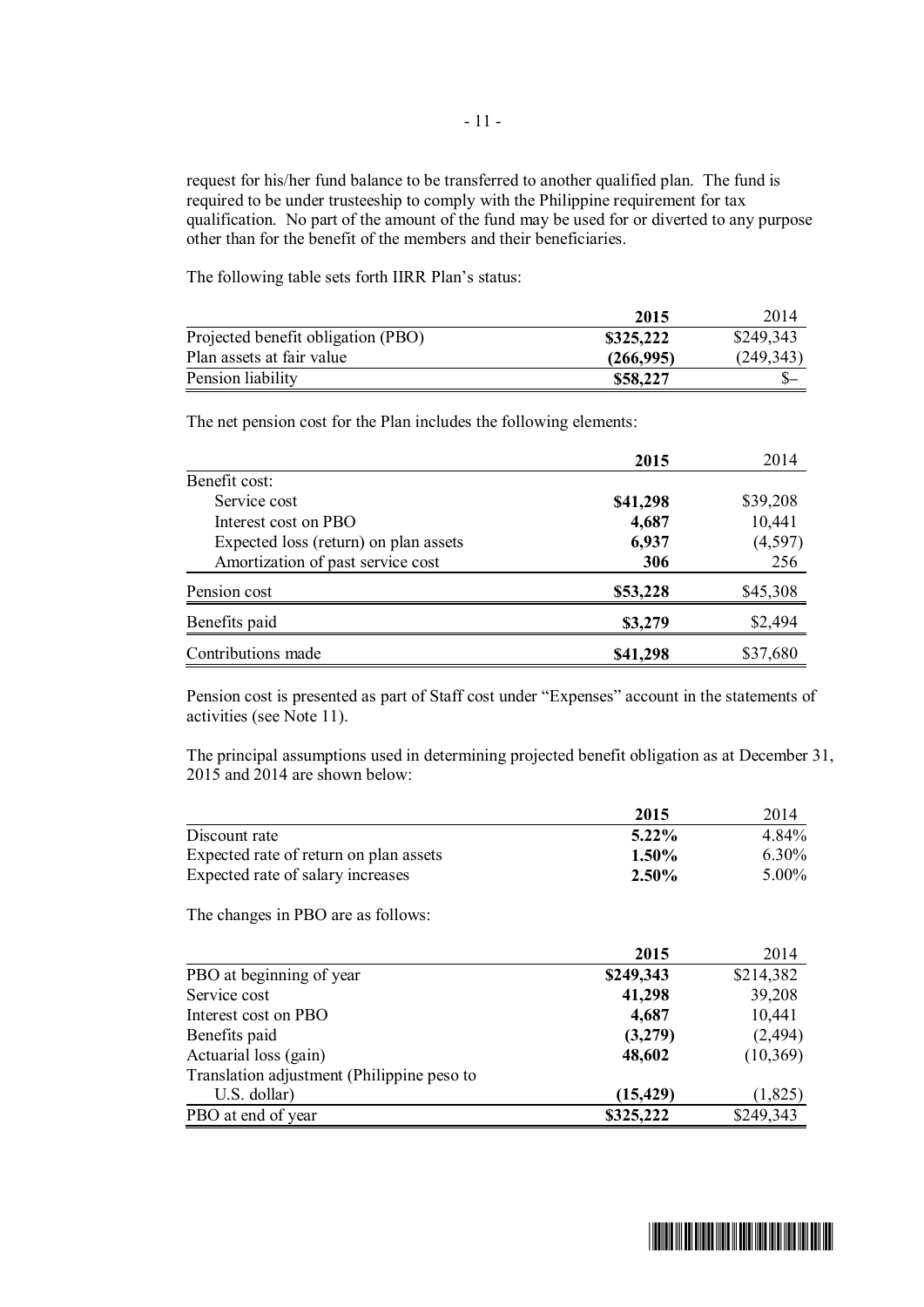request for his/her fund balance to be transferred to another qualified plan. The fund is required to be under trusteeship to comply with the Philippine requirement for tax qualification. No part of the amount of the fund may be used for or diverted to any purpose other than for the benefit of the members and their beneficiaries.

The following table sets forth IIRR Plan's status:

| | **2015** | 2014 |
|---|---|---|
| Projected benefit obligation (PBO) | **$325,222** | $249,343 |
| Plan assets at fair value | **(266,995)** | (249,343) |
| Pension liability | **$58,227** | $– |

The net pension cost for the Plan includes the following elements:

| | **2015** | 2014 |
|---|---|---|
| Benefit cost: | | |
| Service cost | **$41,298** | $39,208 |
| Interest cost on PBO | **4,687** | 10,441 |
| Expected loss (return) on plan assets | **6,937** | (4,597) |
| Amortization of past service cost | **306** | 256 |
| Pension cost | **$53,228** | $45,308 |
| Benefits paid | **$3,279** | $2,494 |
| Contributions made | **$41,298** | $37,680 |

Pension cost is presented as part of Staff cost under "Expenses" account in the statements of activities (see Note 11).

The principal assumptions used in determining projected benefit obligation as at December 31, 2015 and 2014 are shown below:

| | **2015** | 2014 |
|---|---|---|
| Discount rate | **5.22%** | 4.84% |
| Expected rate of return on plan assets | **1.50%** | 6.30% |
| Expected rate of salary increases | **2.50%** | 5.00% |

The changes in PBO are as follows:

| | **2015** | 2014 |
|---|---|---|
| PBO at beginning of year | **$249,343** | $214,382 |
| Service cost | **41,298** | 39,208 |
| Interest cost on PBO | **4,687** | 10,441 |
| Benefits paid | **(3,279)** | (2,494) |
| Actuarial loss (gain) | **48,602** | (10,369) |
| Translation adjustment (Philippine peso to U.S. dollar) | **(15,429)** | (1,825) |
| PBO at end of year | **$325,222** | $249,343 |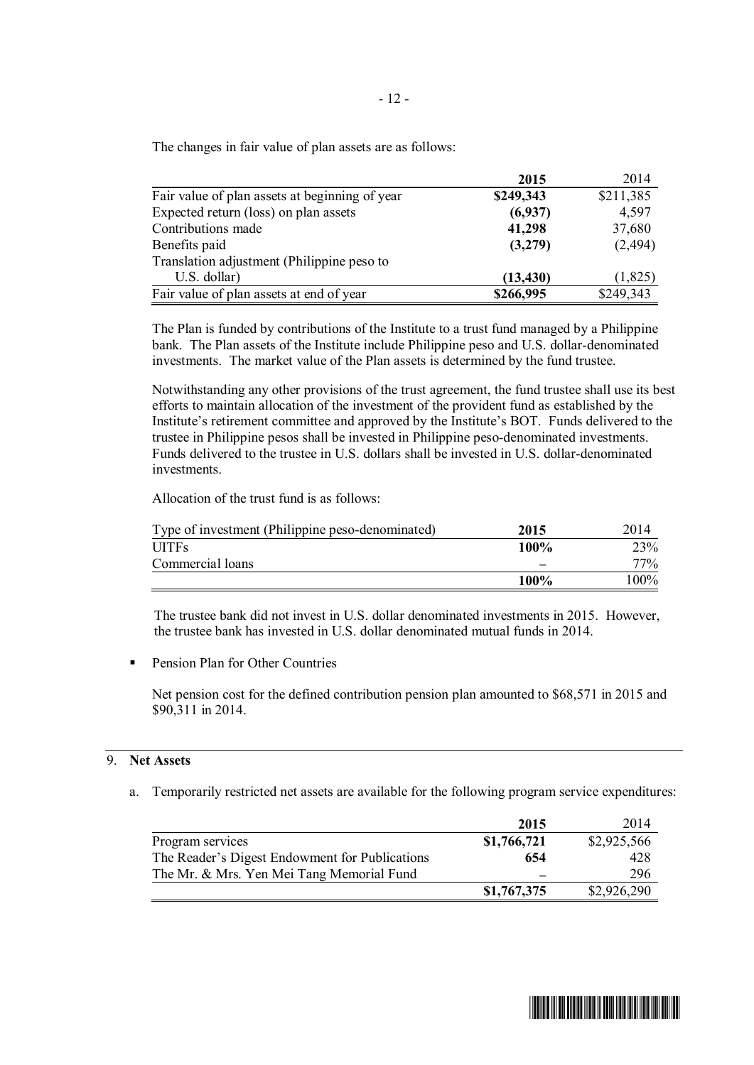The changes in fair value of plan assets are as follows:

| | 2015 | 2014 |
|---|---|---|
| Fair value of plan assets at beginning of year | **$249,343** | $211,385 |
| Expected return (loss) on plan assets | **(6,937)** | 4,597 |
| Contributions made | **41,298** | 37,680 |
| Benefits paid | **(3,279)** | (2,494) |
| Translation adjustment (Philippine peso to U.S. dollar) | **(13,430)** | (1,825) |
| Fair value of plan assets at end of year | **$266,995** | $249,343 |

The Plan is funded by contributions of the Institute to a trust fund managed by a Philippine bank. The Plan assets of the Institute include Philippine peso and U.S. dollar-denominated investments. The market value of the Plan assets is determined by the fund trustee.

Notwithstanding any other provisions of the trust agreement, the fund trustee shall use its best efforts to maintain allocation of the investment of the provident fund as established by the Institute's retirement committee and approved by the Institute's BOT. Funds delivered to the trustee in Philippine pesos shall be invested in Philippine peso-denominated investments. Funds delivered to the trustee in U.S. dollars shall be invested in U.S. dollar-denominated investments.

Allocation of the trust fund is as follows:

| Type of investment (Philippine peso-denominated) | 2015 | 2014 |
|---|---|---|
| UITFs | **100%** | 23% |
| Commercial loans | – | 77% |
| | **100%** | 100% |

The trustee bank did not invest in U.S. dollar denominated investments in 2015. However, the trustee bank has invested in U.S. dollar denominated mutual funds in 2014.

- Pension Plan for Other Countries

  Net pension cost for the defined contribution pension plan amounted to $68,571 in 2015 and $90,311 in 2014.

## 9. Net Assets

a. Temporarily restricted net assets are available for the following program service expenditures:

| | 2015 | 2014 |
|---|---|---|
| Program services | **$1,766,721** | $2,925,566 |
| The Reader's Digest Endowment for Publications | **654** | 428 |
| The Mr. & Mrs. Yen Mei Tang Memorial Fund | – | 296 |
| | **$1,767,375** | $2,926,290 |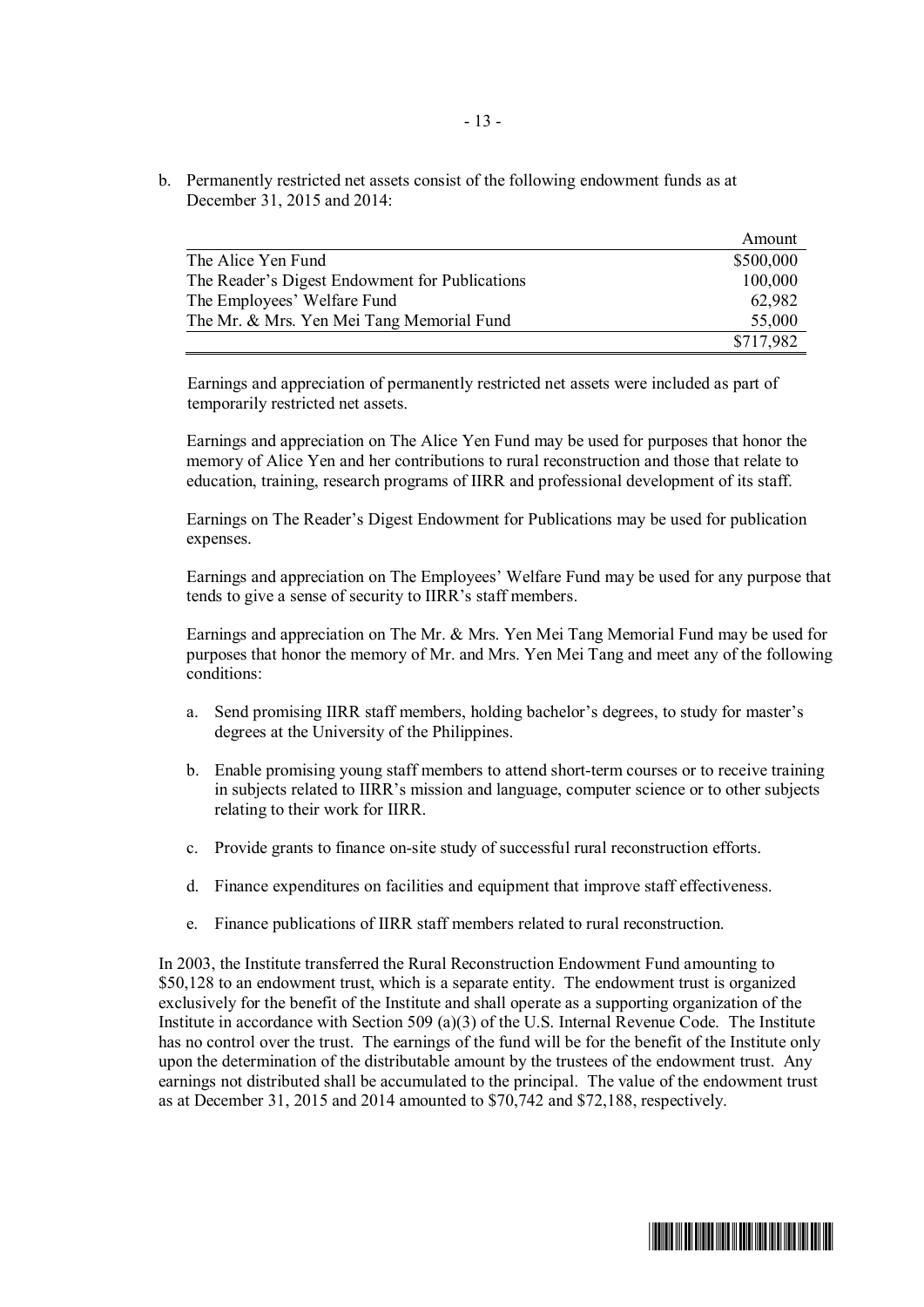b. Permanently restricted net assets consist of the following endowment funds as at December 31, 2015 and 2014:

| | Amount |
|---|---|
| The Alice Yen Fund | $500,000 |
| The Reader's Digest Endowment for Publications | 100,000 |
| The Employees' Welfare Fund | 62,982 |
| The Mr. & Mrs. Yen Mei Tang Memorial Fund | 55,000 |
| | $717,982 |

Earnings and appreciation of permanently restricted net assets were included as part of temporarily restricted net assets.

Earnings and appreciation on The Alice Yen Fund may be used for purposes that honor the memory of Alice Yen and her contributions to rural reconstruction and those that relate to education, training, research programs of IIRR and professional development of its staff.

Earnings on The Reader's Digest Endowment for Publications may be used for publication expenses.

Earnings and appreciation on The Employees' Welfare Fund may be used for any purpose that tends to give a sense of security to IIRR's staff members.

Earnings and appreciation on The Mr. & Mrs. Yen Mei Tang Memorial Fund may be used for purposes that honor the memory of Mr. and Mrs. Yen Mei Tang and meet any of the following conditions:

a. Send promising IIRR staff members, holding bachelor's degrees, to study for master's degrees at the University of the Philippines.

b. Enable promising young staff members to attend short-term courses or to receive training in subjects related to IIRR's mission and language, computer science or to other subjects relating to their work for IIRR.

c. Provide grants to finance on-site study of successful rural reconstruction efforts.

d. Finance expenditures on facilities and equipment that improve staff effectiveness.

e. Finance publications of IIRR staff members related to rural reconstruction.

In 2003, the Institute transferred the Rural Reconstruction Endowment Fund amounting to $50,128 to an endowment trust, which is a separate entity. The endowment trust is organized exclusively for the benefit of the Institute and shall operate as a supporting organization of the Institute in accordance with Section 509 (a)(3) of the U.S. Internal Revenue Code. The Institute has no control over the trust. The earnings of the fund will be for the benefit of the Institute only upon the determination of the distributable amount by the trustees of the endowment trust. Any earnings not distributed shall be accumulated to the principal. The value of the endowment trust as at December 31, 2015 and 2014 amounted to $70,742 and $72,188, respectively.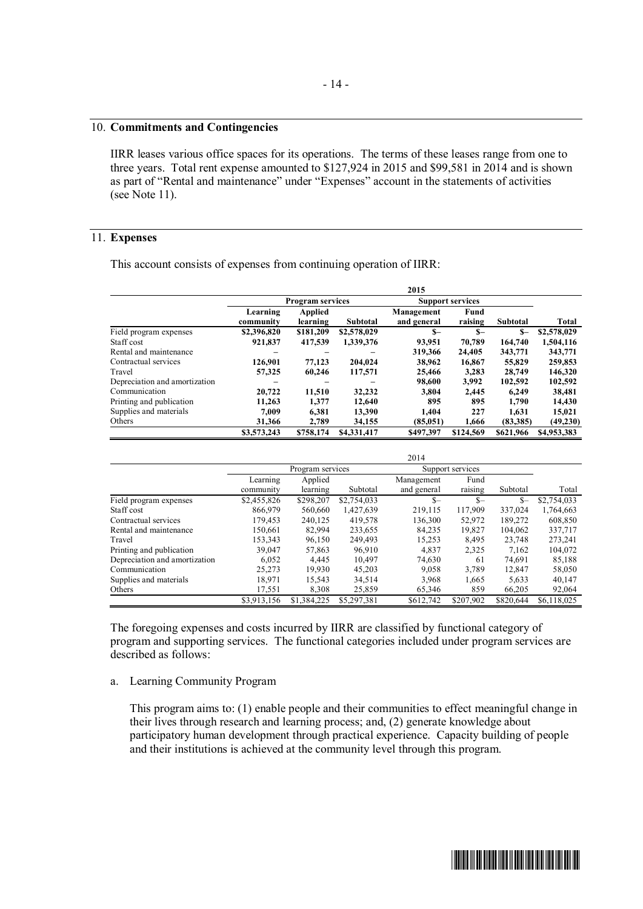## 10. **Commitments and Contingencies**

IIRR leases various office spaces for its operations. The terms of these leases range from one to three years. Total rent expense amounted to \$127,924 in 2015 and \$99,581 in 2014 and is shown as part of "Rental and maintenance" under "Expenses" account in the statements of activities (see Note 11).

## 11. **Expenses**

This account consists of expenses from continuing operation of IIRR:

| | **2015** | | | | | | |
|---|---|---|---|---|---|---|---|
| | **Program services** | | | **Support services** | | | |
| | **Learning community** | **Applied learning** | **Subtotal** | **Management and general** | **Fund raising** | **Subtotal** | **Total** |
| Field program expenses | **\$2,396,820** | **\$181,209** | **\$2,578,029** | **\$–** | **\$–** | **\$–** | **\$2,578,029** |
| Staff cost | **921,837** | **417,539** | **1,339,376** | **93,951** | **70,789** | **164,740** | **1,504,116** |
| Rental and maintenance | **–** | **–** | **–** | **319,366** | **24,405** | **343,771** | **343,771** |
| Contractual services | **126,901** | **77,123** | **204,024** | **38,962** | **16,867** | **55,829** | **259,853** |
| Travel | **57,325** | **60,246** | **117,571** | **25,466** | **3,283** | **28,749** | **146,320** |
| Depreciation and amortization | **–** | **–** | **–** | **98,600** | **3,992** | **102,592** | **102,592** |
| Communication | **20,722** | **11,510** | **32,232** | **3,804** | **2,445** | **6,249** | **38,481** |
| Printing and publication | **11,263** | **1,377** | **12,640** | **895** | **895** | **1,790** | **14,430** |
| Supplies and materials | **7,009** | **6,381** | **13,390** | **1,404** | **227** | **1,631** | **15,021** |
| Others | **31,366** | **2,789** | **34,155** | **(85,051)** | **1,666** | **(83,385)** | **(49,230)** |
| | **\$3,573,243** | **\$758,174** | **\$4,331,417** | **\$497,397** | **\$124,569** | **\$621,966** | **\$4,953,383** |

| | 2014 | | | | | | |
|---|---|---|---|---|---|---|---|
| | Program services | | | Support services | | | |
| | Learning community | Applied learning | Subtotal | Management and general | Fund raising | Subtotal | Total |
| Field program expenses | \$2,455,826 | \$298,207 | \$2,754,033 | \$– | \$– | \$– | \$2,754,033 |
| Staff cost | 866,979 | 560,660 | 1,427,639 | 219,115 | 117,909 | 337,024 | 1,764,663 |
| Contractual services | 179,453 | 240,125 | 419,578 | 136,300 | 52,972 | 189,272 | 608,850 |
| Rental and maintenance | 150,661 | 82,994 | 233,655 | 84,235 | 19,827 | 104,062 | 337,717 |
| Travel | 153,343 | 96,150 | 249,493 | 15,253 | 8,495 | 23,748 | 273,241 |
| Printing and publication | 39,047 | 57,863 | 96,910 | 4,837 | 2,325 | 7,162 | 104,072 |
| Depreciation and amortization | 6,052 | 4,445 | 10,497 | 74,630 | 61 | 74,691 | 85,188 |
| Communication | 25,273 | 19,930 | 45,203 | 9,058 | 3,789 | 12,847 | 58,050 |
| Supplies and materials | 18,971 | 15,543 | 34,514 | 3,968 | 1,665 | 5,633 | 40,147 |
| Others | 17,551 | 8,308 | 25,859 | 65,346 | 859 | 66,205 | 92,064 |
| | \$3,913,156 | \$1,384,225 | \$5,297,381 | \$612,742 | \$207,902 | \$820,644 | \$6,118,025 |

The foregoing expenses and costs incurred by IIRR are classified by functional category of program and supporting services. The functional categories included under program services are described as follows:

a. Learning Community Program

This program aims to: (1) enable people and their communities to effect meaningful change in their lives through research and learning process; and, (2) generate knowledge about participatory human development through practical experience. Capacity building of people and their institutions is achieved at the community level through this program.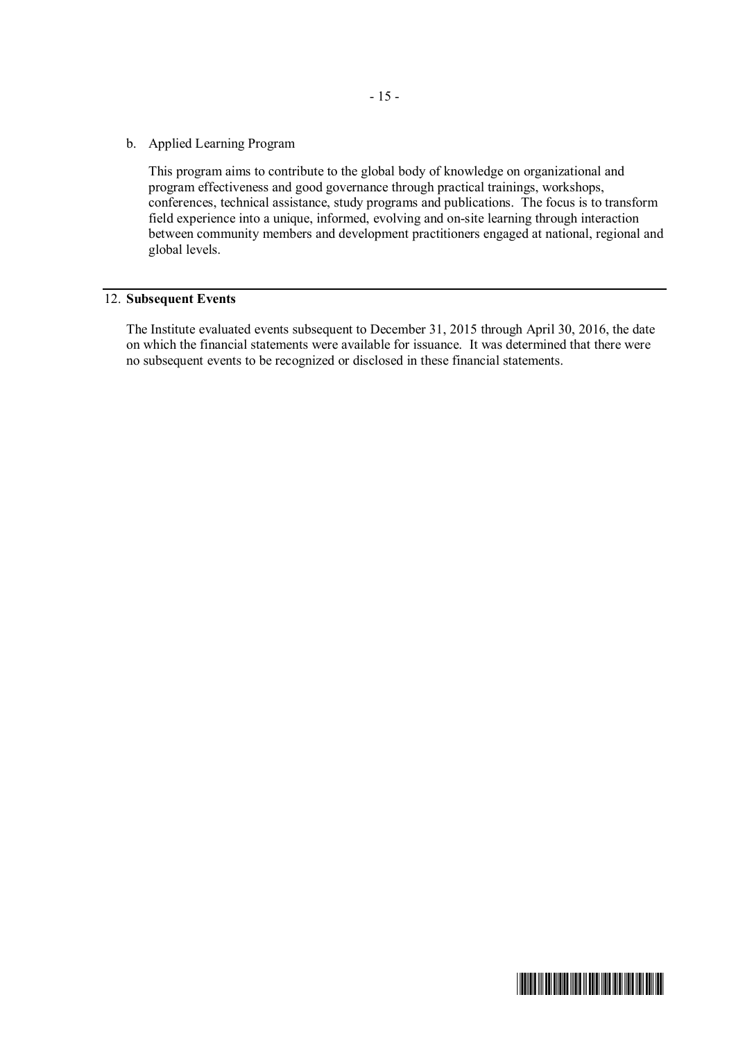b. Applied Learning Program

   This program aims to contribute to the global body of knowledge on organizational and program effectiveness and good governance through practical trainings, workshops, conferences, technical assistance, study programs and publications. The focus is to transform field experience into a unique, informed, evolving and on-site learning through interaction between community members and development practitioners engaged at national, regional and global levels.

## 12. **Subsequent Events**

The Institute evaluated events subsequent to December 31, 2015 through April 30, 2016, the date on which the financial statements were available for issuance. It was determined that there were no subsequent events to be recognized or disclosed in these financial statements.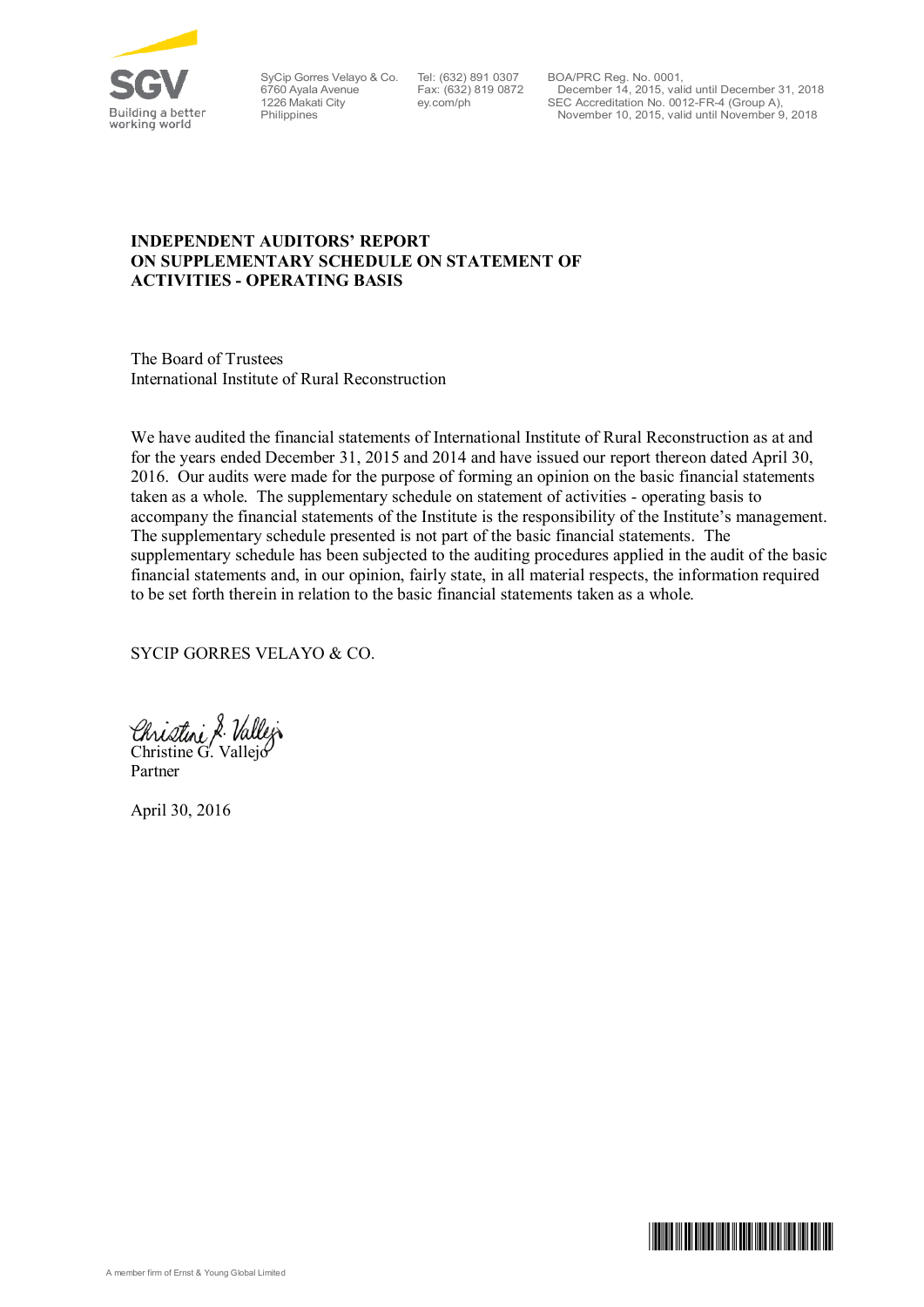SyCip Gorres Velayo & Co.
6760 Ayala Avenue
1226 Makati City
Philippines

Tel: (632) 891 0307
Fax: (632) 819 0872
ey.com/ph

BOA/PRC Reg. No. 0001,
December 14, 2015, valid until December 31, 2018
SEC Accreditation No. 0012-FR-4 (Group A),
November 10, 2015, valid until November 9, 2018

## INDEPENDENT AUDITORS' REPORT ON SUPPLEMENTARY SCHEDULE ON STATEMENT OF ACTIVITIES - OPERATING BASIS

The Board of Trustees
International Institute of Rural Reconstruction

We have audited the financial statements of International Institute of Rural Reconstruction as at and for the years ended December 31, 2015 and 2014 and have issued our report thereon dated April 30, 2016. Our audits were made for the purpose of forming an opinion on the basic financial statements taken as a whole. The supplementary schedule on statement of activities - operating basis to accompany the financial statements of the Institute is the responsibility of the Institute's management. The supplementary schedule presented is not part of the basic financial statements. The supplementary schedule has been subjected to the auditing procedures applied in the audit of the basic financial statements and, in our opinion, fairly state, in all material respects, the information required to be set forth therein in relation to the basic financial statements taken as a whole.

SYCIP GORRES VELAYO & CO.

Christine G. Vallejo
Partner

April 30, 2016

A member firm of Ernst & Young Global Limited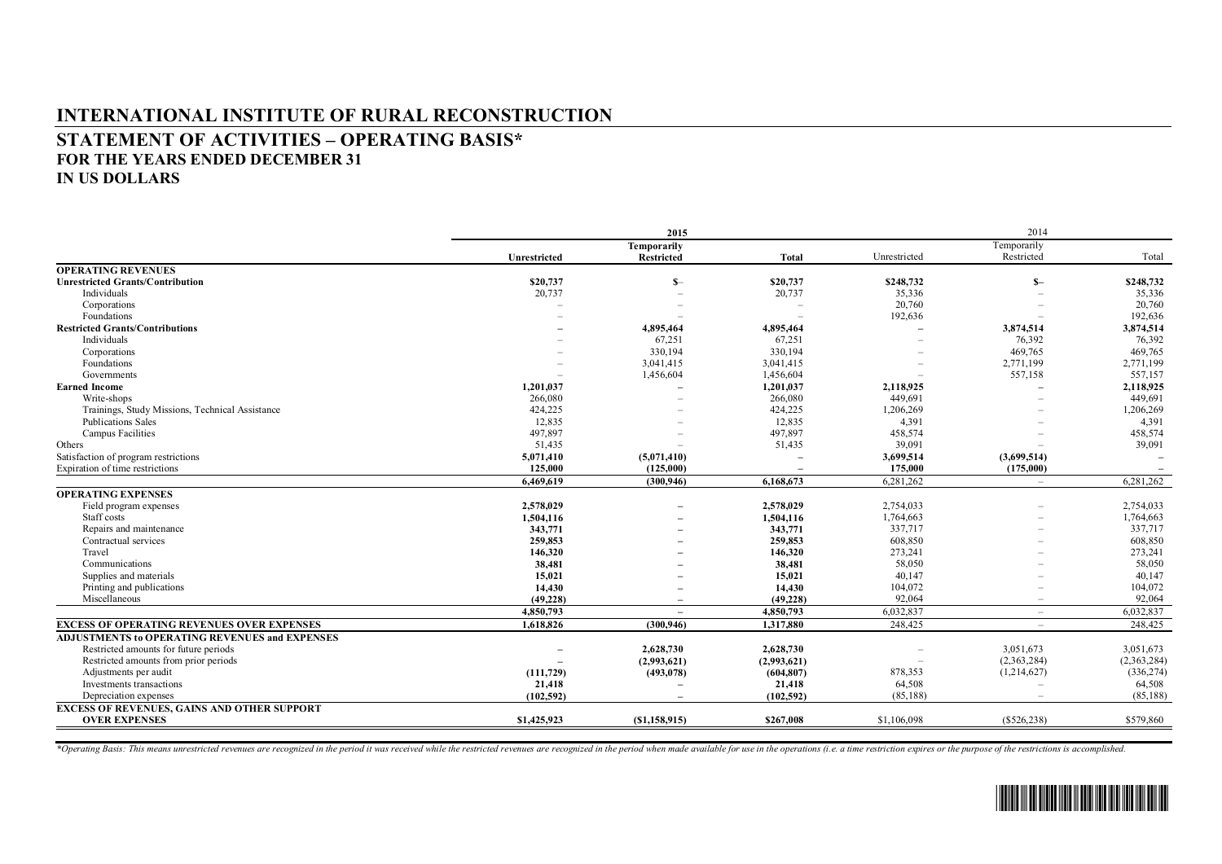# INTERNATIONAL INSTITUTE OF RURAL RECONSTRUCTION

## STATEMENT OF ACTIVITIES – OPERATING BASIS*

### FOR THE YEARS ENDED DECEMBER 31

### IN US DOLLARS

| | 2015 | | | 2014 | | |
|---|---|---|---|---|---|---|
| | **Unrestricted** | **Temporarily Restricted** | **Total** | Unrestricted | Temporarily Restricted | Total |
| **OPERATING REVENUES** | | | | | | |
| **Unrestricted Grants/Contribution** | **$20,737** | **$–** | **$20,737** | **$248,732** | **$–** | **$248,732** |
| Individuals | 20,737 | – | 20,737 | 35,336 | – | 35,336 |
| Corporations | – | – | – | 20,760 | – | 20,760 |
| Foundations | – | – | – | 192,636 | – | 192,636 |
| **Restricted Grants/Contributions** | **–** | **4,895,464** | **4,895,464** | **–** | **3,874,514** | **3,874,514** |
| Individuals | – | 67,251 | 67,251 | – | 76,392 | 76,392 |
| Corporations | – | 330,194 | 330,194 | – | 469,765 | 469,765 |
| Foundations | – | 3,041,415 | 3,041,415 | – | 2,771,199 | 2,771,199 |
| Governments | – | 1,456,604 | 1,456,604 | – | 557,158 | 557,157 |
| **Earned Income** | **1,201,037** | **–** | **1,201,037** | **2,118,925** | **–** | **2,118,925** |
| Write-shops | 266,080 | – | 266,080 | 449,691 | – | 449,691 |
| Trainings, Study Missions, Technical Assistance | 424,225 | – | 424,225 | 1,206,269 | – | 1,206,269 |
| Publications Sales | 12,835 | – | 12,835 | 4,391 | – | 4,391 |
| Campus Facilities | 497,897 | – | 497,897 | 458,574 | – | 458,574 |
| Others | 51,435 | – | 51,435 | 39,091 | – | 39,091 |
| Satisfaction of program restrictions | **5,071,410** | **(5,071,410)** | **–** | **3,699,514** | **(3,699,514)** | **–** |
| Expiration of time restrictions | **125,000** | **(125,000)** | **–** | **175,000** | **(175,000)** | **–** |
| | **6,469,619** | **(300,946)** | **6,168,673** | 6,281,262 | – | 6,281,262 |
| **OPERATING EXPENSES** | | | | | | |
| Field program expenses | **2,578,029** | **–** | **2,578,029** | 2,754,033 | – | 2,754,033 |
| Staff costs | **1,504,116** | **–** | **1,504,116** | 1,764,663 | – | 1,764,663 |
| Repairs and maintenance | **343,771** | **–** | **343,771** | 337,717 | – | 337,717 |
| Contractual services | **259,853** | **–** | **259,853** | 608,850 | – | 608,850 |
| Travel | **146,320** | **–** | **146,320** | 273,241 | – | 273,241 |
| Communications | **38,481** | **–** | **38,481** | 58,050 | – | 58,050 |
| Supplies and materials | **15,021** | **–** | **15,021** | 40,147 | – | 40,147 |
| Printing and publications | **14,430** | **–** | **14,430** | 104,072 | – | 104,072 |
| Miscellaneous | **(49,228)** | **–** | **(49,228)** | 92,064 | – | 92,064 |
| | **4,850,793** | **–** | **4,850,793** | 6,032,837 | – | 6,032,837 |
| **EXCESS OF OPERATING REVENUES OVER EXPENSES** | **1,618,826** | **(300,946)** | **1,317,880** | 248,425 | – | 248,425 |
| **ADJUSTMENTS to OPERATING REVENUES and EXPENSES** | | | | | | |
| Restricted amounts for future periods | **–** | **2,628,730** | **2,628,730** | – | 3,051,673 | 3,051,673 |
| Restricted amounts from prior periods | – | **(2,993,621)** | **(2,993,621)** | – | (2,363,284) | (2,363,284) |
| Adjustments per audit | **(111,729)** | **(493,078)** | **(604,807)** | 878,353 | (1,214,627) | (336,274) |
| Investments transactions | **21,418** | **–** | **21,418** | 64,508 | – | 64,508 |
| Depreciation expenses | **(102,592)** | **–** | **(102,592)** | (85,188) | – | (85,188) |
| **EXCESS OF REVENUES, GAINS AND OTHER SUPPORT OVER EXPENSES** | **$1,425,923** | **($1,158,915)** | **$267,008** | $1,106,098 | ($526,238) | $579,860 |

*\*Operating Basis: This means unrestricted revenues are recognized in the period it was received while the restricted revenues are recognized in the period when made available for use in the operations (i.e. a time restriction expires or the purpose of the restrictions is accomplished.*